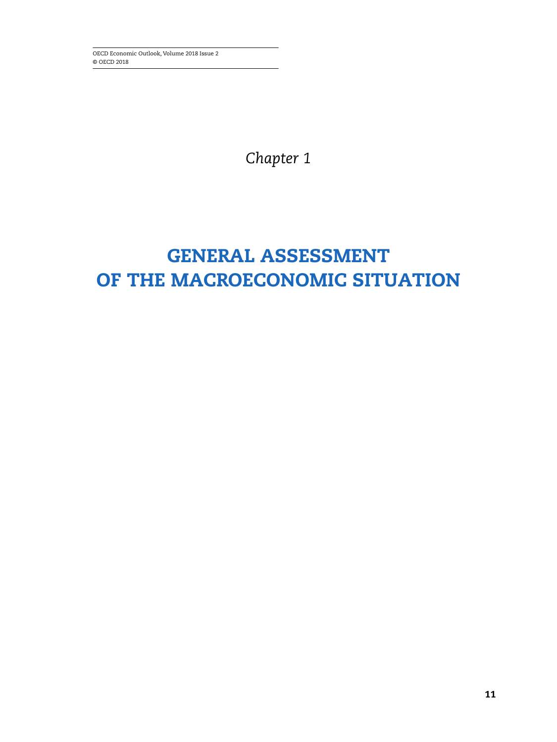*Chapter 1*

# GENERAL ASSESSMENT OF THE MACROECONOMIC SITUATION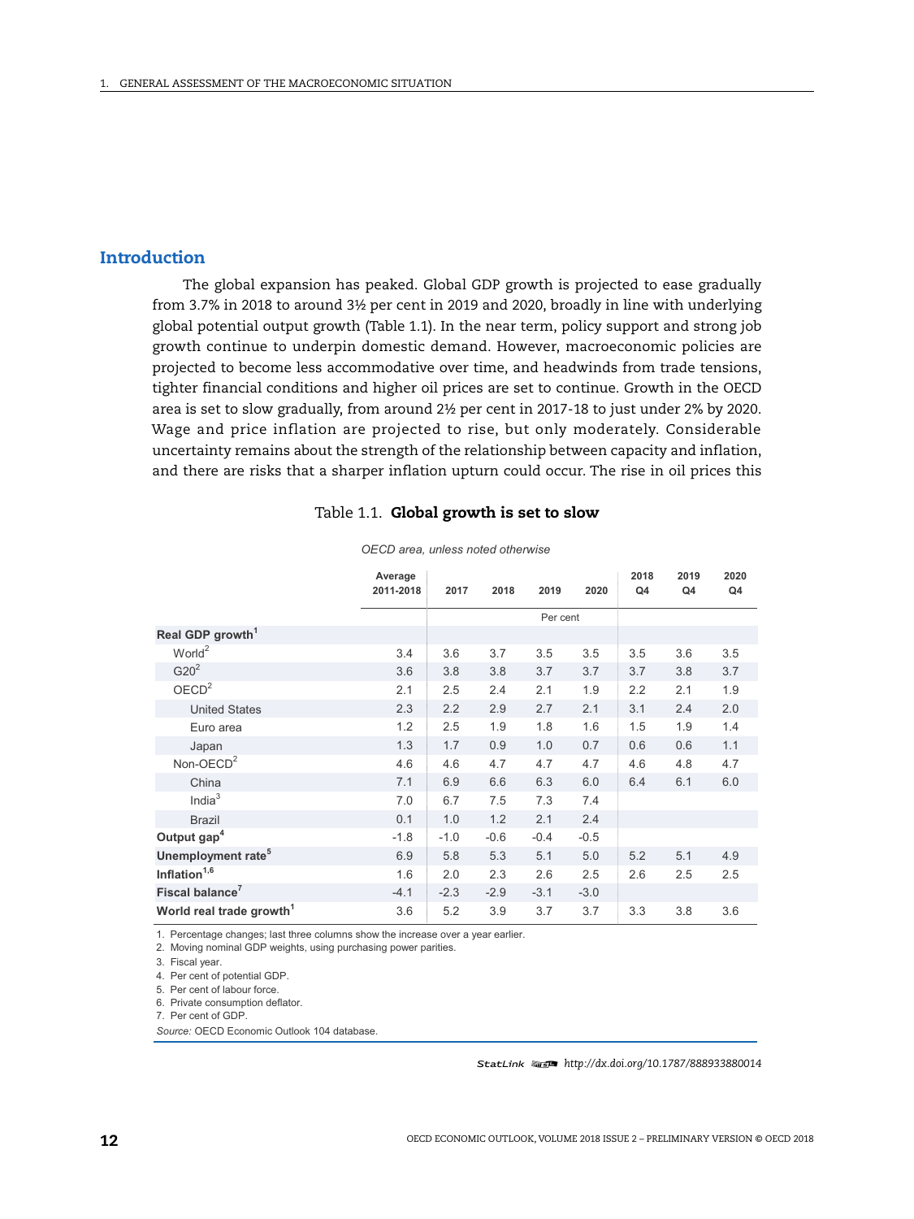## Introduction

The global expansion has peaked. Global GDP growth is projected to ease gradually from 3.7% in 2018 to around 3½ per cent in 2019 and 2020, broadly in line with underlying global potential output growth (Table 1.1). In the near term, policy support and strong job growth continue to underpin domestic demand. However, macroeconomic policies are projected to become less accommodative over time, and headwinds from trade tensions, tighter financial conditions and higher oil prices are set to continue. Growth in the OECD area is set to slow gradually, from around 2½ per cent in 2017-18 to just under 2% by 2020. Wage and price inflation are projected to rise, but only moderately. Considerable uncertainty remains about the strength of the relationship between capacity and inflation, and there are risks that a sharper inflation upturn could occur. The rise in oil prices this

Table 1.1. **Global growth is set to slow**

*OECD area, unless noted otherwise*

| | Average 2011-2018 | 2017 | 2018 | 2019 | 2020 | 2018 Q4 | 2019 Q4 | 2020 Q4 |
|---|---|---|---|---|---|---|---|---|
| | | | | Per cent | | | | |
| **Real GDP growth**[1] | | | | | | | | |
| World[2] | 3.4 | 3.6 | 3.7 | 3.5 | 3.5 | 3.5 | 3.6 | 3.5 |
| G20[2] | 3.6 | 3.8 | 3.8 | 3.7 | 3.7 | 3.7 | 3.8 | 3.7 |
| OECD[2] | 2.1 | 2.5 | 2.4 | 2.1 | 1.9 | 2.2 | 2.1 | 1.9 |
| United States | 2.3 | 2.2 | 2.9 | 2.7 | 2.1 | 3.1 | 2.4 | 2.0 |
| Euro area | 1.2 | 2.5 | 1.9 | 1.8 | 1.6 | 1.5 | 1.9 | 1.4 |
| Japan | 1.3 | 1.7 | 0.9 | 1.0 | 0.7 | 0.6 | 0.6 | 1.1 |
| Non-OECD[2] | 4.6 | 4.6 | 4.7 | 4.7 | 4.7 | 4.6 | 4.8 | 4.7 |
| China | 7.1 | 6.9 | 6.6 | 6.3 | 6.0 | 6.4 | 6.1 | 6.0 |
| India[3] | 7.0 | 6.7 | 7.5 | 7.3 | 7.4 | | | |
| Brazil | 0.1 | 1.0 | 1.2 | 2.1 | 2.4 | | | |
| **Output gap**[4] | -1.8 | -1.0 | -0.6 | -0.4 | -0.5 | | | |
| **Unemployment rate**[5] | 6.9 | 5.8 | 5.3 | 5.1 | 5.0 | 5.2 | 5.1 | 4.9 |
| **Inflation**[1,6] | 1.6 | 2.0 | 2.3 | 2.6 | 2.5 | 2.6 | 2.5 | 2.5 |
| **Fiscal balance**[7] | -4.1 | -2.3 | -2.9 | -3.1 | -3.0 | | | |
| **World real trade growth**[1] | 3.6 | 5.2 | 3.9 | 3.7 | 3.7 | 3.3 | 3.8 | 3.6 |

1. Percentage changes; last three columns show the increase over a year earlier.
2. Moving nominal GDP weights, using purchasing power parities.
3. Fiscal year.
4. Per cent of potential GDP.
5. Per cent of labour force.
6. Private consumption deflator.
7. Per cent of GDP.

*Source:* OECD Economic Outlook 104 database.

StatLink http://dx.doi.org/10.1787/888933880014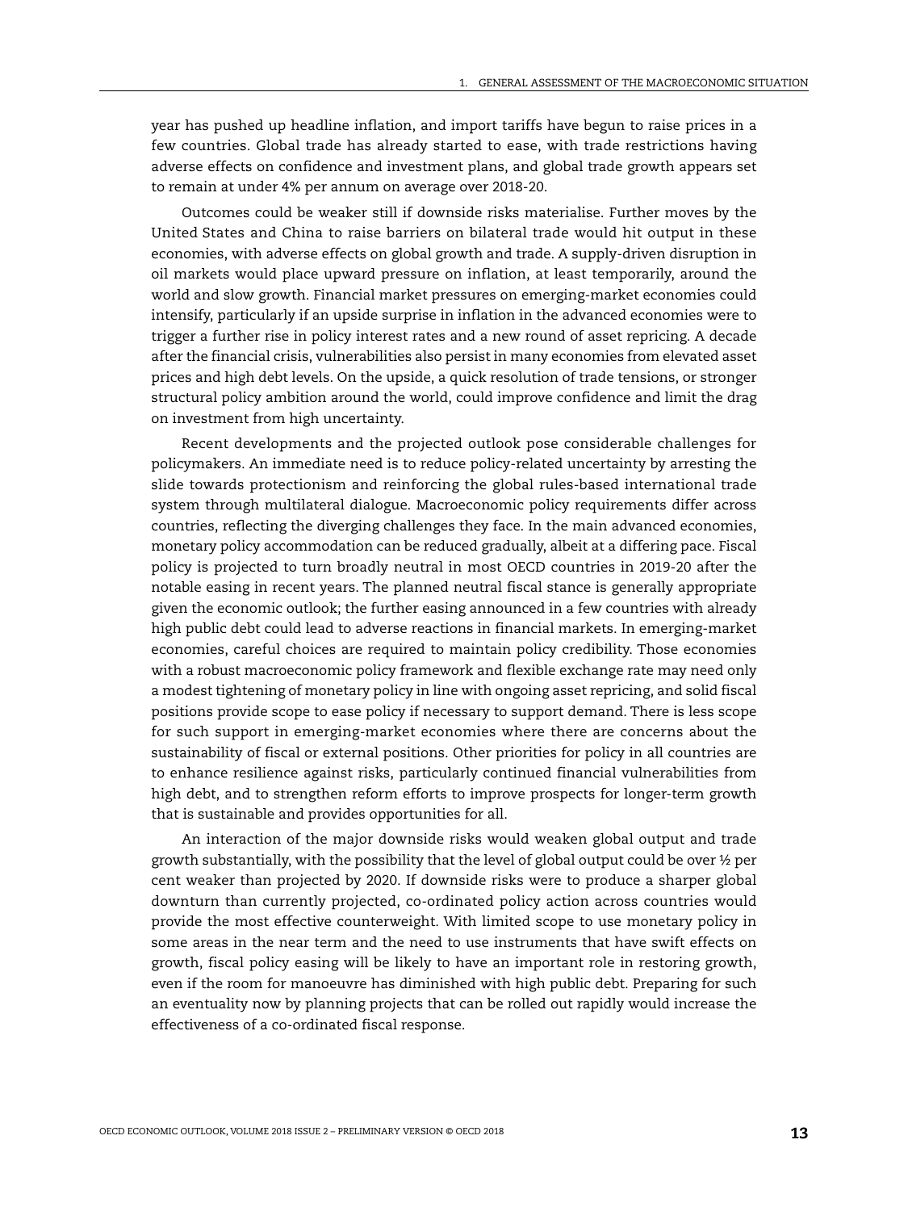year has pushed up headline inflation, and import tariffs have begun to raise prices in a few countries. Global trade has already started to ease, with trade restrictions having adverse effects on confidence and investment plans, and global trade growth appears set to remain at under 4% per annum on average over 2018-20.

Outcomes could be weaker still if downside risks materialise. Further moves by the United States and China to raise barriers on bilateral trade would hit output in these economies, with adverse effects on global growth and trade. A supply-driven disruption in oil markets would place upward pressure on inflation, at least temporarily, around the world and slow growth. Financial market pressures on emerging-market economies could intensify, particularly if an upside surprise in inflation in the advanced economies were to trigger a further rise in policy interest rates and a new round of asset repricing. A decade after the financial crisis, vulnerabilities also persist in many economies from elevated asset prices and high debt levels. On the upside, a quick resolution of trade tensions, or stronger structural policy ambition around the world, could improve confidence and limit the drag on investment from high uncertainty.

Recent developments and the projected outlook pose considerable challenges for policymakers. An immediate need is to reduce policy-related uncertainty by arresting the slide towards protectionism and reinforcing the global rules-based international trade system through multilateral dialogue. Macroeconomic policy requirements differ across countries, reflecting the diverging challenges they face. In the main advanced economies, monetary policy accommodation can be reduced gradually, albeit at a differing pace. Fiscal policy is projected to turn broadly neutral in most OECD countries in 2019-20 after the notable easing in recent years. The planned neutral fiscal stance is generally appropriate given the economic outlook; the further easing announced in a few countries with already high public debt could lead to adverse reactions in financial markets. In emerging-market economies, careful choices are required to maintain policy credibility. Those economies with a robust macroeconomic policy framework and flexible exchange rate may need only a modest tightening of monetary policy in line with ongoing asset repricing, and solid fiscal positions provide scope to ease policy if necessary to support demand. There is less scope for such support in emerging-market economies where there are concerns about the sustainability of fiscal or external positions. Other priorities for policy in all countries are to enhance resilience against risks, particularly continued financial vulnerabilities from high debt, and to strengthen reform efforts to improve prospects for longer-term growth that is sustainable and provides opportunities for all.

An interaction of the major downside risks would weaken global output and trade growth substantially, with the possibility that the level of global output could be over ½ per cent weaker than projected by 2020. If downside risks were to produce a sharper global downturn than currently projected, co-ordinated policy action across countries would provide the most effective counterweight. With limited scope to use monetary policy in some areas in the near term and the need to use instruments that have swift effects on growth, fiscal policy easing will be likely to have an important role in restoring growth, even if the room for manoeuvre has diminished with high public debt. Preparing for such an eventuality now by planning projects that can be rolled out rapidly would increase the effectiveness of a co-ordinated fiscal response.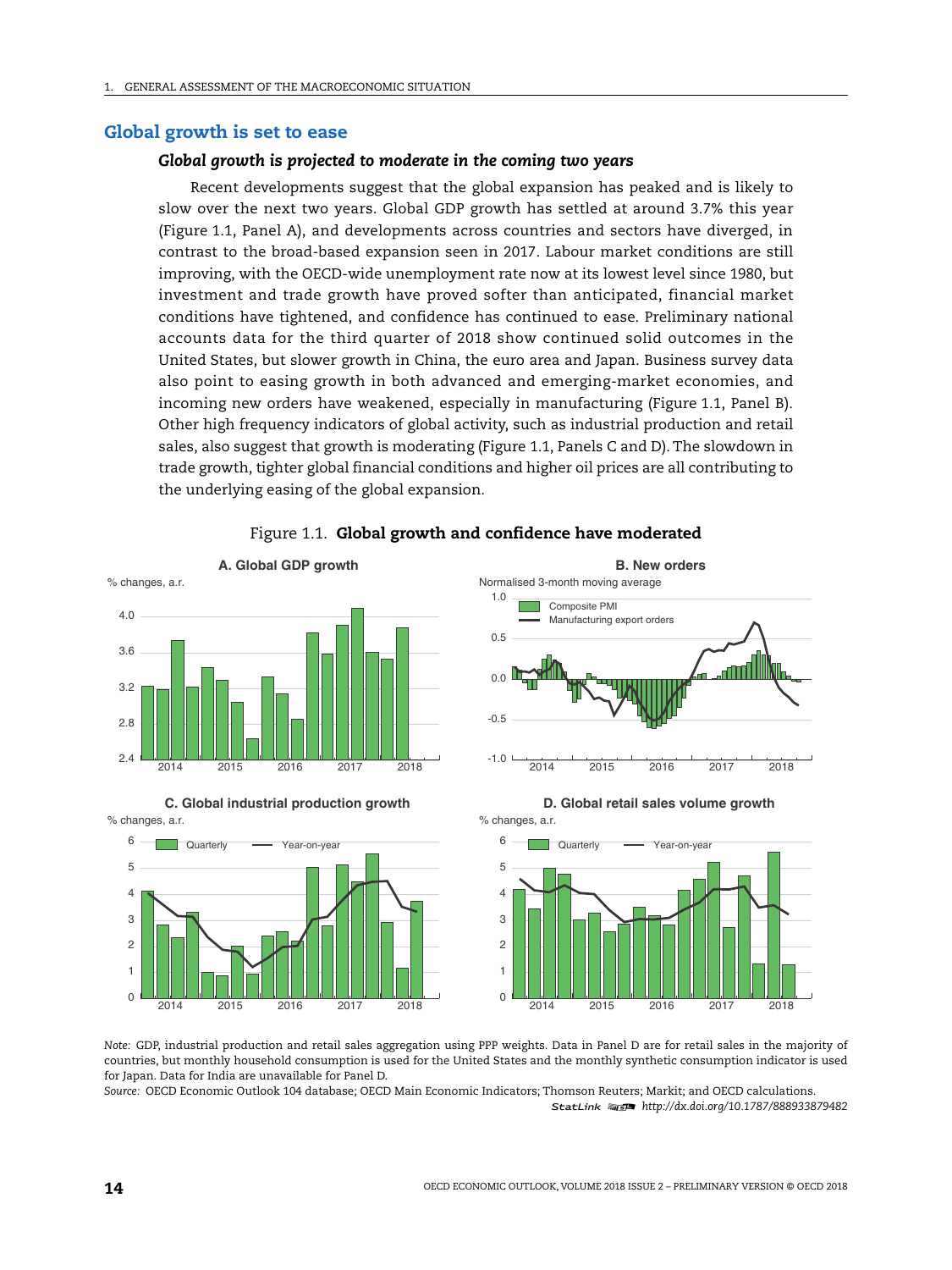## Global growth is set to ease

### *Global growth is projected to moderate in the coming two years*

Recent developments suggest that the global expansion has peaked and is likely to slow over the next two years. Global GDP growth has settled at around 3.7% this year (Figure 1.1, Panel A), and developments across countries and sectors have diverged, in contrast to the broad-based expansion seen in 2017. Labour market conditions are still improving, with the OECD-wide unemployment rate now at its lowest level since 1980, but investment and trade growth have proved softer than anticipated, financial market conditions have tightened, and confidence has continued to ease. Preliminary national accounts data for the third quarter of 2018 show continued solid outcomes in the United States, but slower growth in China, the euro area and Japan. Business survey data also point to easing growth in both advanced and emerging-market economies, and incoming new orders have weakened, especially in manufacturing (Figure 1.1, Panel B). Other high frequency indicators of global activity, such as industrial production and retail sales, also suggest that growth is moderating (Figure 1.1, Panels C and D). The slowdown in trade growth, tighter global financial conditions and higher oil prices are all contributing to the underlying easing of the global expansion.

Figure 1.1. **Global growth and confidence have moderated**

**A. Global GDP growth** (% changes, a.r.)

**B. New orders** (Normalised 3-month moving average; Composite PMI; Manufacturing export orders)

**C. Global industrial production growth** (% changes, a.r.; Quarterly; Year-on-year)

**D. Global retail sales volume growth** (% changes, a.r.; Quarterly; Year-on-year)

*Note:* GDP, industrial production and retail sales aggregation using PPP weights. Data in Panel D are for retail sales in the majority of countries, but monthly household consumption is used for the United States and the monthly synthetic consumption indicator is used for Japan. Data for India are unavailable for Panel D.

*Source:* OECD Economic Outlook 104 database; OECD Main Economic Indicators; Thomson Reuters; Markit; and OECD calculations.

StatLink http://dx.doi.org/10.1787/888933879482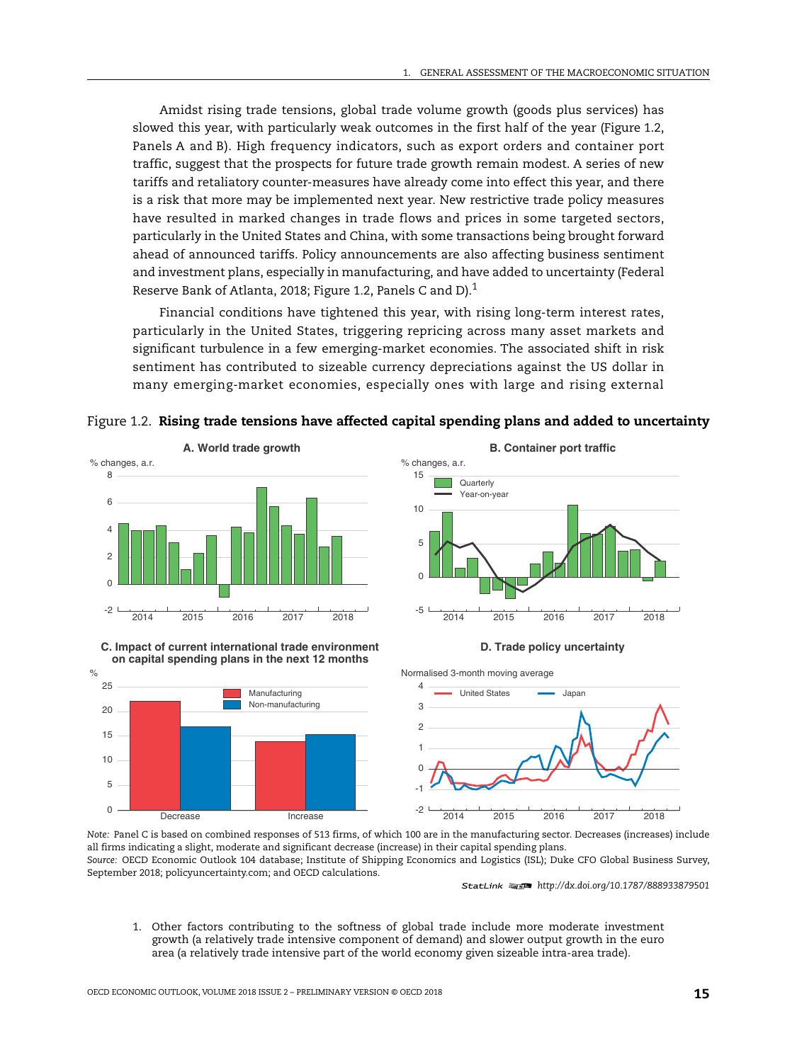Amidst rising trade tensions, global trade volume growth (goods plus services) has slowed this year, with particularly weak outcomes in the first half of the year (Figure 1.2, Panels A and B). High frequency indicators, such as export orders and container port traffic, suggest that the prospects for future trade growth remain modest. A series of new tariffs and retaliatory counter-measures have already come into effect this year, and there is a risk that more may be implemented next year. New restrictive trade policy measures have resulted in marked changes in trade flows and prices in some targeted sectors, particularly in the United States and China, with some transactions being brought forward ahead of announced tariffs. Policy announcements are also affecting business sentiment and investment plans, especially in manufacturing, and have added to uncertainty (Federal Reserve Bank of Atlanta, 2018; Figure 1.2, Panels C and D).[1]

Financial conditions have tightened this year, with rising long-term interest rates, particularly in the United States, triggering repricing across many asset markets and significant turbulence in a few emerging-market economies. The associated shift in risk sentiment has contributed to sizeable currency depreciations against the US dollar in many emerging-market economies, especially ones with large and rising external

Figure 1.2. **Rising trade tensions have affected capital spending plans and added to uncertainty**

A. World trade growth

B. Container port traffic

C. Impact of current international trade environment on capital spending plans in the next 12 months

D. Trade policy uncertainty

*Note:* Panel C is based on combined responses of 513 firms, of which 100 are in the manufacturing sector. Decreases (increases) include all firms indicating a slight, moderate and significant decrease (increase) in their capital spending plans.

*Source:* OECD Economic Outlook 104 database; Institute of Shipping Economics and Logistics (ISL); Duke CFO Global Business Survey, September 2018; policyuncertainty.com; and OECD calculations.

StatLink http://dx.doi.org/10.1787/888933879501

1. Other factors contributing to the softness of global trade include more moderate investment growth (a relatively trade intensive component of demand) and slower output growth in the euro area (a relatively trade intensive part of the world economy given sizeable intra-area trade).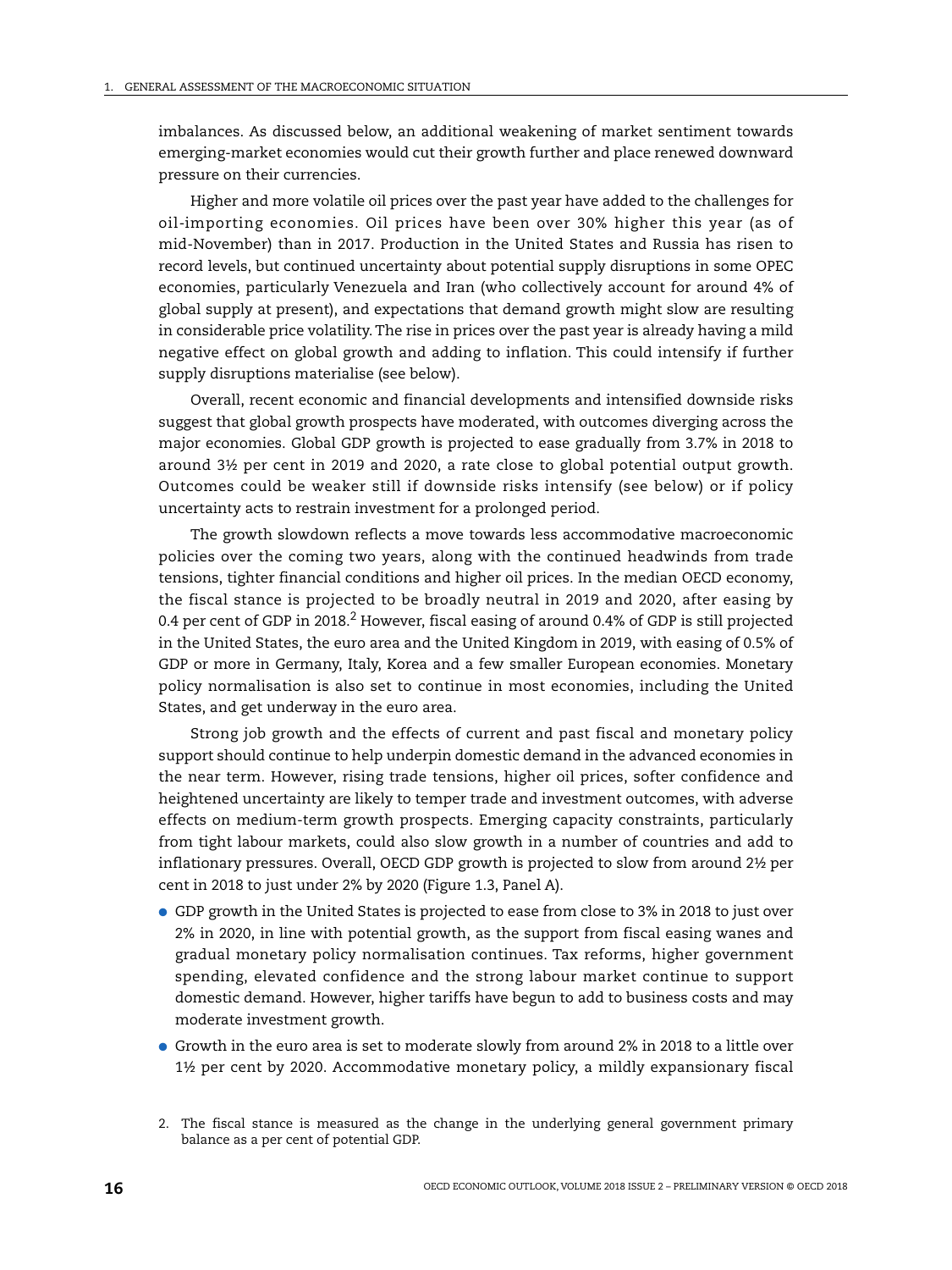imbalances. As discussed below, an additional weakening of market sentiment towards emerging-market economies would cut their growth further and place renewed downward pressure on their currencies.

Higher and more volatile oil prices over the past year have added to the challenges for oil-importing economies. Oil prices have been over 30% higher this year (as of mid-November) than in 2017. Production in the United States and Russia has risen to record levels, but continued uncertainty about potential supply disruptions in some OPEC economies, particularly Venezuela and Iran (who collectively account for around 4% of global supply at present), and expectations that demand growth might slow are resulting in considerable price volatility. The rise in prices over the past year is already having a mild negative effect on global growth and adding to inflation. This could intensify if further supply disruptions materialise (see below).

Overall, recent economic and financial developments and intensified downside risks suggest that global growth prospects have moderated, with outcomes diverging across the major economies. Global GDP growth is projected to ease gradually from 3.7% in 2018 to around 3½ per cent in 2019 and 2020, a rate close to global potential output growth. Outcomes could be weaker still if downside risks intensify (see below) or if policy uncertainty acts to restrain investment for a prolonged period.

The growth slowdown reflects a move towards less accommodative macroeconomic policies over the coming two years, along with the continued headwinds from trade tensions, tighter financial conditions and higher oil prices. In the median OECD economy, the fiscal stance is projected to be broadly neutral in 2019 and 2020, after easing by 0.4 per cent of GDP in 2018.[2] However, fiscal easing of around 0.4% of GDP is still projected in the United States, the euro area and the United Kingdom in 2019, with easing of 0.5% of GDP or more in Germany, Italy, Korea and a few smaller European economies. Monetary policy normalisation is also set to continue in most economies, including the United States, and get underway in the euro area.

Strong job growth and the effects of current and past fiscal and monetary policy support should continue to help underpin domestic demand in the advanced economies in the near term. However, rising trade tensions, higher oil prices, softer confidence and heightened uncertainty are likely to temper trade and investment outcomes, with adverse effects on medium-term growth prospects. Emerging capacity constraints, particularly from tight labour markets, could also slow growth in a number of countries and add to inflationary pressures. Overall, OECD GDP growth is projected to slow from around 2½ per cent in 2018 to just under 2% by 2020 (Figure 1.3, Panel A).

- GDP growth in the United States is projected to ease from close to 3% in 2018 to just over 2% in 2020, in line with potential growth, as the support from fiscal easing wanes and gradual monetary policy normalisation continues. Tax reforms, higher government spending, elevated confidence and the strong labour market continue to support domestic demand. However, higher tariffs have begun to add to business costs and may moderate investment growth.
- Growth in the euro area is set to moderate slowly from around 2% in 2018 to a little over 1½ per cent by 2020. Accommodative monetary policy, a mildly expansionary fiscal

2. The fiscal stance is measured as the change in the underlying general government primary balance as a per cent of potential GDP.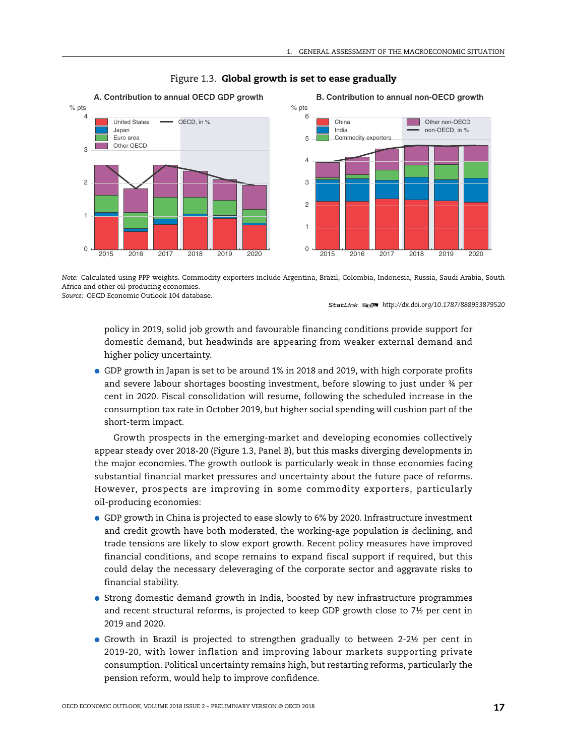Figure 1.3. **Global growth is set to ease gradually**

**A. Contribution to annual OECD GDP growth**

**B. Contribution to annual non-OECD growth**

*Note:* Calculated using PPP weights. Commodity exporters include Argentina, Brazil, Colombia, Indonesia, Russia, Saudi Arabia, South Africa and other oil-producing economies.
*Source:* OECD Economic Outlook 104 database.

StatLink http://dx.doi.org/10.1787/888933879520

policy in 2019, solid job growth and favourable financing conditions provide support for domestic demand, but headwinds are appearing from weaker external demand and higher policy uncertainty.

- GDP growth in Japan is set to be around 1% in 2018 and 2019, with high corporate profits and severe labour shortages boosting investment, before slowing to just under ¾ per cent in 2020. Fiscal consolidation will resume, following the scheduled increase in the consumption tax rate in October 2019, but higher social spending will cushion part of the short-term impact.

Growth prospects in the emerging-market and developing economies collectively appear steady over 2018-20 (Figure 1.3, Panel B), but this masks diverging developments in the major economies. The growth outlook is particularly weak in those economies facing substantial financial market pressures and uncertainty about the future pace of reforms. However, prospects are improving in some commodity exporters, particularly oil-producing economies:

- GDP growth in China is projected to ease slowly to 6% by 2020. Infrastructure investment and credit growth have both moderated, the working-age population is declining, and trade tensions are likely to slow export growth. Recent policy measures have improved financial conditions, and scope remains to expand fiscal support if required, but this could delay the necessary deleveraging of the corporate sector and aggravate risks to financial stability.
- Strong domestic demand growth in India, boosted by new infrastructure programmes and recent structural reforms, is projected to keep GDP growth close to 7½ per cent in 2019 and 2020.
- Growth in Brazil is projected to strengthen gradually to between 2-2½ per cent in 2019-20, with lower inflation and improving labour markets supporting private consumption. Political uncertainty remains high, but restarting reforms, particularly the pension reform, would help to improve confidence.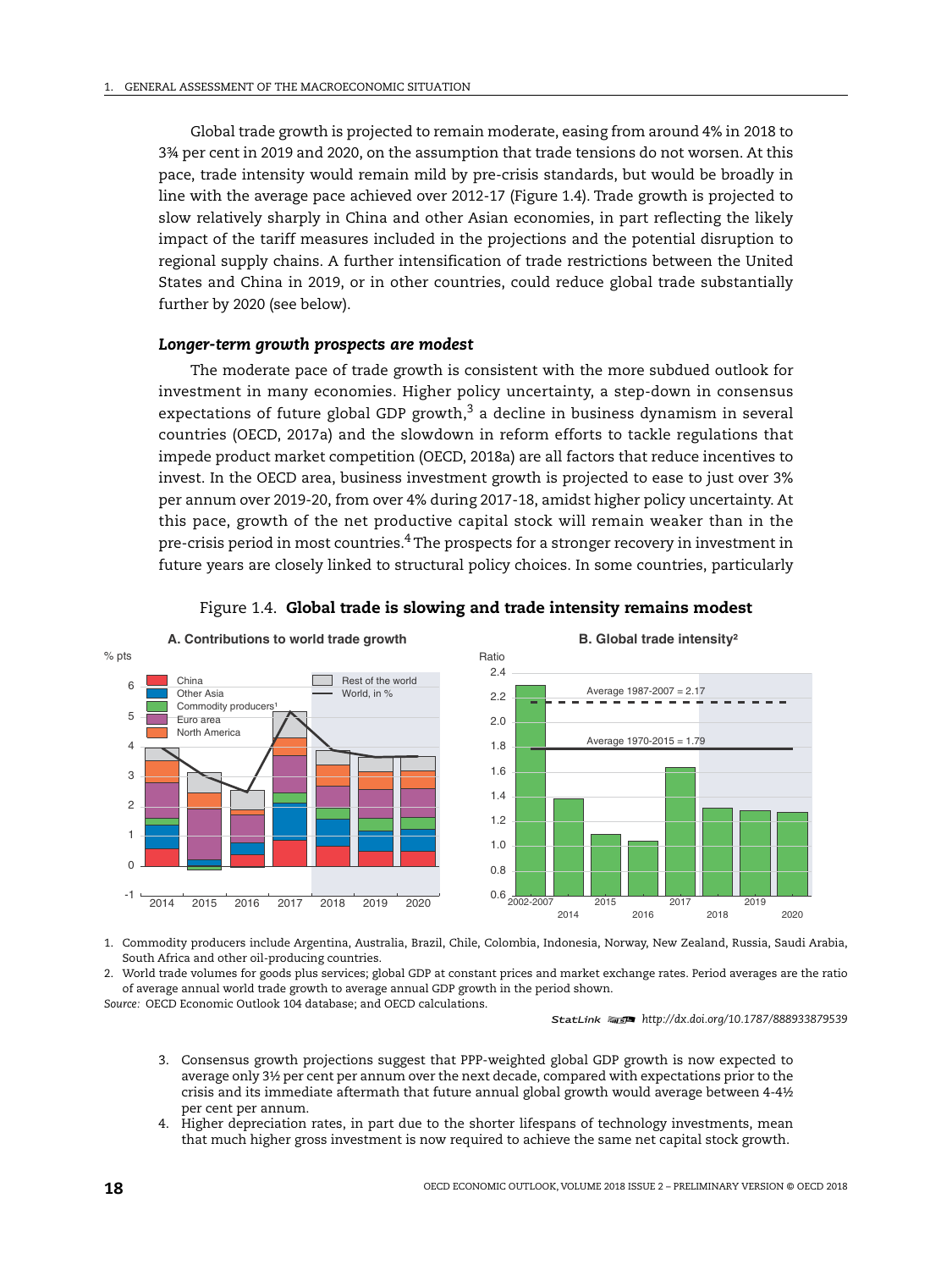Global trade growth is projected to remain moderate, easing from around 4% in 2018 to 3¾ per cent in 2019 and 2020, on the assumption that trade tensions do not worsen. At this pace, trade intensity would remain mild by pre-crisis standards, but would be broadly in line with the average pace achieved over 2012-17 (Figure 1.4). Trade growth is projected to slow relatively sharply in China and other Asian economies, in part reflecting the likely impact of the tariff measures included in the projections and the potential disruption to regional supply chains. A further intensification of trade restrictions between the United States and China in 2019, or in other countries, could reduce global trade substantially further by 2020 (see below).

### *Longer-term growth prospects are modest*

The moderate pace of trade growth is consistent with the more subdued outlook for investment in many economies. Higher policy uncertainty, a step-down in consensus expectations of future global GDP growth,[3] a decline in business dynamism in several countries (OECD, 2017a) and the slowdown in reform efforts to tackle regulations that impede product market competition (OECD, 2018a) are all factors that reduce incentives to invest. In the OECD area, business investment growth is projected to ease to just over 3% per annum over 2019-20, from over 4% during 2017-18, amidst higher policy uncertainty. At this pace, growth of the net productive capital stock will remain weaker than in the pre-crisis period in most countries.[4] The prospects for a stronger recovery in investment in future years are closely linked to structural policy choices. In some countries, particularly

Figure 1.4. **Global trade is slowing and trade intensity remains modest**

1. Commodity producers include Argentina, Australia, Brazil, Chile, Colombia, Indonesia, Norway, New Zealand, Russia, Saudi Arabia, South Africa and other oil-producing countries.
2. World trade volumes for goods plus services; global GDP at constant prices and market exchange rates. Period averages are the ratio of average annual world trade growth to average annual GDP growth in the period shown.

*Source:* OECD Economic Outlook 104 database; and OECD calculations.

StatLink http://dx.doi.org/10.1787/888933879539

3. Consensus growth projections suggest that PPP-weighted global GDP growth is now expected to average only 3½ per cent per annum over the next decade, compared with expectations prior to the crisis and its immediate aftermath that future annual global growth would average between 4-4½ per cent per annum.
4. Higher depreciation rates, in part due to the shorter lifespans of technology investments, mean that much higher gross investment is now required to achieve the same net capital stock growth.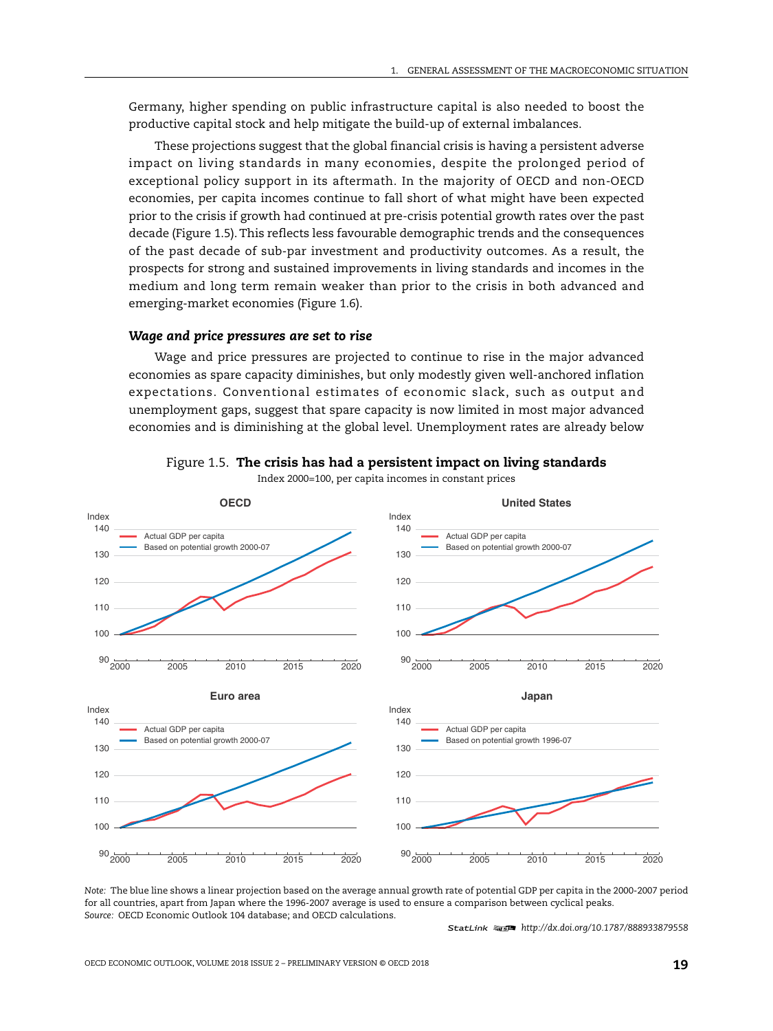Germany, higher spending on public infrastructure capital is also needed to boost the productive capital stock and help mitigate the build-up of external imbalances.

These projections suggest that the global financial crisis is having a persistent adverse impact on living standards in many economies, despite the prolonged period of exceptional policy support in its aftermath. In the majority of OECD and non-OECD economies, per capita incomes continue to fall short of what might have been expected prior to the crisis if growth had continued at pre-crisis potential growth rates over the past decade (Figure 1.5). This reflects less favourable demographic trends and the consequences of the past decade of sub-par investment and productivity outcomes. As a result, the prospects for strong and sustained improvements in living standards and incomes in the medium and long term remain weaker than prior to the crisis in both advanced and emerging-market economies (Figure 1.6).

### *Wage and price pressures are set to rise*

Wage and price pressures are projected to continue to rise in the major advanced economies as spare capacity diminishes, but only modestly given well-anchored inflation expectations. Conventional estimates of economic slack, such as output and unemployment gaps, suggest that spare capacity is now limited in most major advanced economies and is diminishing at the global level. Unemployment rates are already below

Figure 1.5. **The crisis has had a persistent impact on living standards**

Index 2000=100, per capita incomes in constant prices

*Note:* The blue line shows a linear projection based on the average annual growth rate of potential GDP per capita in the 2000-2007 period for all countries, apart from Japan where the 1996-2007 average is used to ensure a comparison between cyclical peaks.

*Source:* OECD Economic Outlook 104 database; and OECD calculations.

StatLink http://dx.doi.org/10.1787/888933879558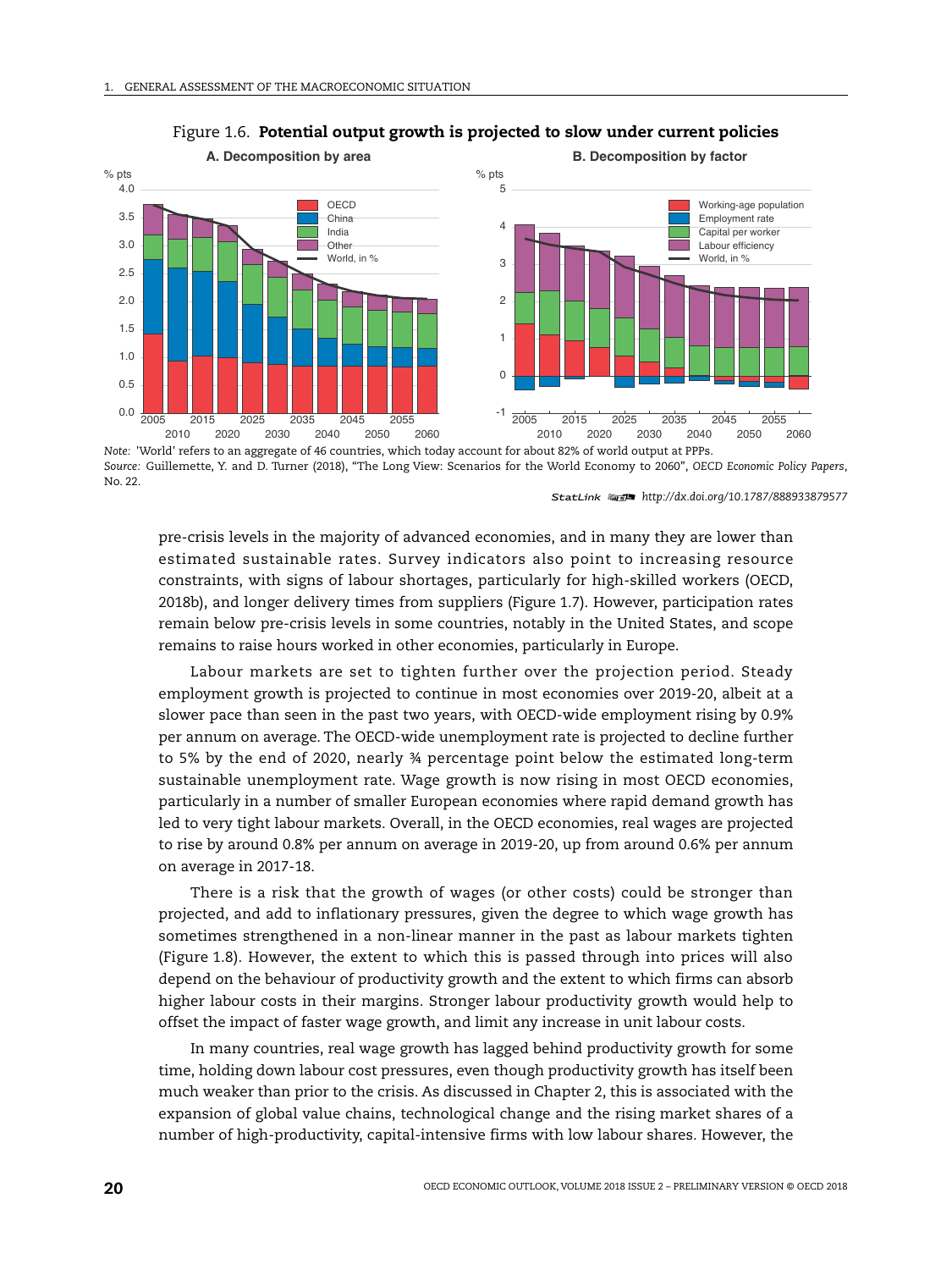Figure 1.6. **Potential output growth is projected to slow under current policies**

A. Decomposition by area

B. Decomposition by factor

*Note:* 'World' refers to an aggregate of 46 countries, which today account for about 82% of world output at PPPs.

*Source:* Guillemette, Y. and D. Turner (2018), "The Long View: Scenarios for the World Economy to 2060", *OECD Economic Policy Papers*, No. 22.

StatLink http://dx.doi.org/10.1787/888933879577

pre-crisis levels in the majority of advanced economies, and in many they are lower than estimated sustainable rates. Survey indicators also point to increasing resource constraints, with signs of labour shortages, particularly for high-skilled workers (OECD, 2018b), and longer delivery times from suppliers (Figure 1.7). However, participation rates remain below pre-crisis levels in some countries, notably in the United States, and scope remains to raise hours worked in other economies, particularly in Europe.

Labour markets are set to tighten further over the projection period. Steady employment growth is projected to continue in most economies over 2019-20, albeit at a slower pace than seen in the past two years, with OECD-wide employment rising by 0.9% per annum on average. The OECD-wide unemployment rate is projected to decline further to 5% by the end of 2020, nearly ¾ percentage point below the estimated long-term sustainable unemployment rate. Wage growth is now rising in most OECD economies, particularly in a number of smaller European economies where rapid demand growth has led to very tight labour markets. Overall, in the OECD economies, real wages are projected to rise by around 0.8% per annum on average in 2019-20, up from around 0.6% per annum on average in 2017-18.

There is a risk that the growth of wages (or other costs) could be stronger than projected, and add to inflationary pressures, given the degree to which wage growth has sometimes strengthened in a non-linear manner in the past as labour markets tighten (Figure 1.8). However, the extent to which this is passed through into prices will also depend on the behaviour of productivity growth and the extent to which firms can absorb higher labour costs in their margins. Stronger labour productivity growth would help to offset the impact of faster wage growth, and limit any increase in unit labour costs.

In many countries, real wage growth has lagged behind productivity growth for some time, holding down labour cost pressures, even though productivity growth has itself been much weaker than prior to the crisis. As discussed in Chapter 2, this is associated with the expansion of global value chains, technological change and the rising market shares of a number of high-productivity, capital-intensive firms with low labour shares. However, the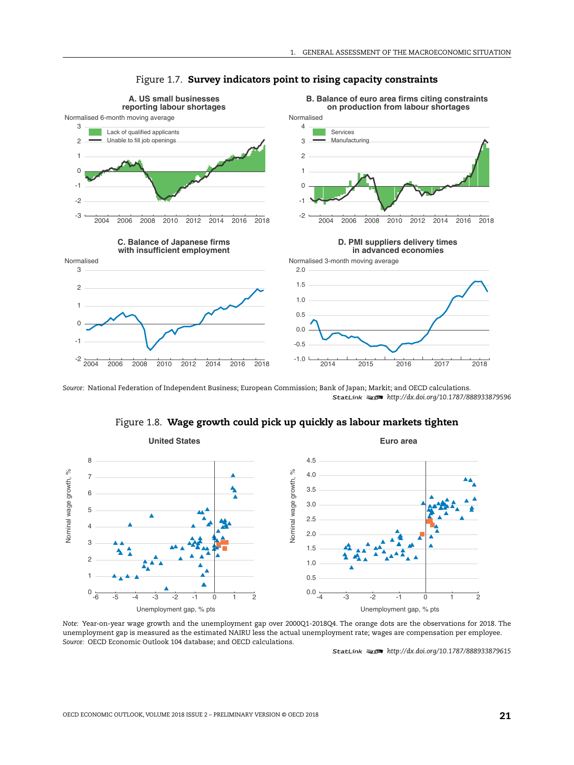Figure 1.7. **Survey indicators point to rising capacity constraints**

*Source:* National Federation of Independent Business; European Commission; Bank of Japan; Markit; and OECD calculations.

StatLink http://dx.doi.org/10.1787/888933879596

Figure 1.8. **Wage growth could pick up quickly as labour markets tighten**

*Note:* Year-on-year wage growth and the unemployment gap over 2000Q1-2018Q4. The orange dots are the observations for 2018. The unemployment gap is measured as the estimated NAIRU less the actual unemployment rate; wages are compensation per employee.

*Source:* OECD Economic Outlook 104 database; and OECD calculations.

StatLink http://dx.doi.org/10.1787/888933879615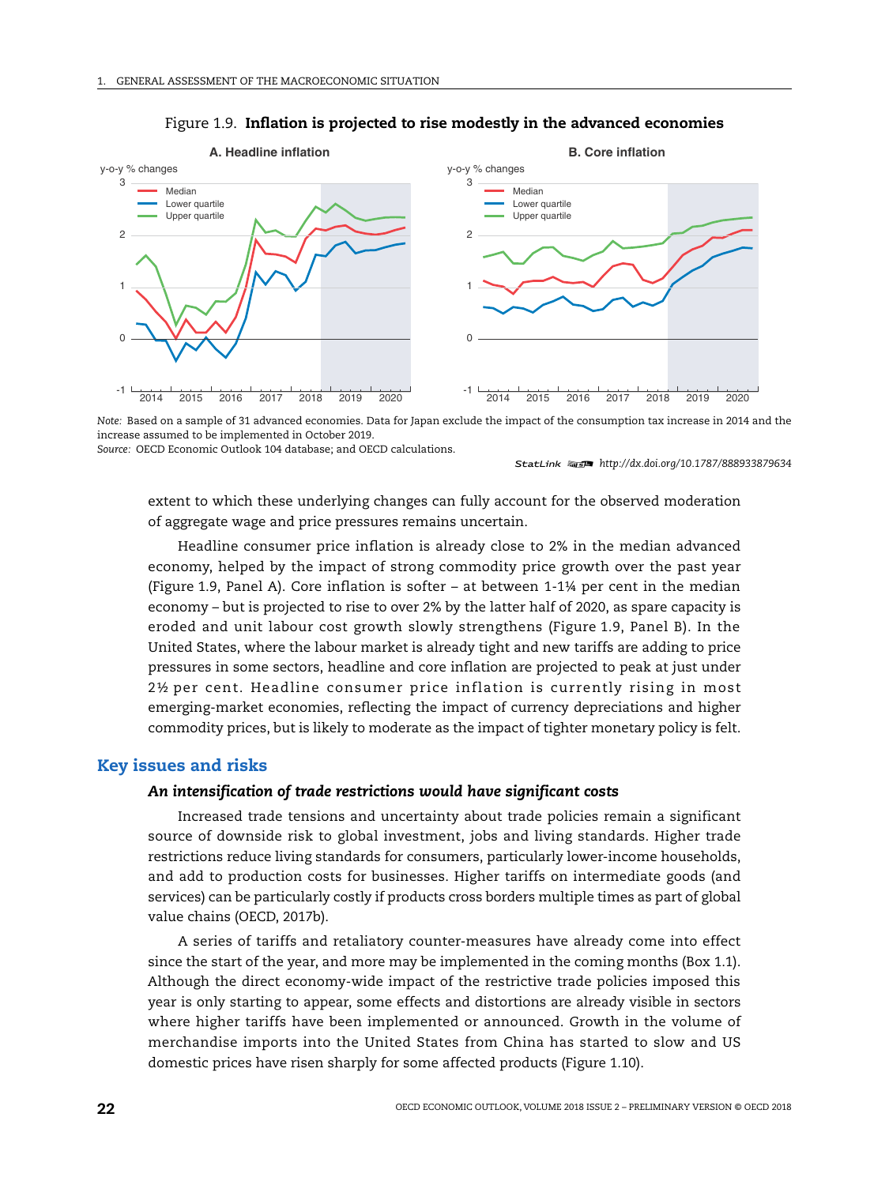Figure 1.9. **Inflation is projected to rise modestly in the advanced economies**

*Note:* Based on a sample of 31 advanced economies. Data for Japan exclude the impact of the consumption tax increase in 2014 and the increase assumed to be implemented in October 2019.
*Source:* OECD Economic Outlook 104 database; and OECD calculations.

StatLink http://dx.doi.org/10.1787/888933879634

extent to which these underlying changes can fully account for the observed moderation of aggregate wage and price pressures remains uncertain.

Headline consumer price inflation is already close to 2% in the median advanced economy, helped by the impact of strong commodity price growth over the past year (Figure 1.9, Panel A). Core inflation is softer – at between 1-1¼ per cent in the median economy – but is projected to rise to over 2% by the latter half of 2020, as spare capacity is eroded and unit labour cost growth slowly strengthens (Figure 1.9, Panel B). In the United States, where the labour market is already tight and new tariffs are adding to price pressures in some sectors, headline and core inflation are projected to peak at just under 2½ per cent. Headline consumer price inflation is currently rising in most emerging-market economies, reflecting the impact of currency depreciations and higher commodity prices, but is likely to moderate as the impact of tighter monetary policy is felt.

## Key issues and risks

### *An intensification of trade restrictions would have significant costs*

Increased trade tensions and uncertainty about trade policies remain a significant source of downside risk to global investment, jobs and living standards. Higher trade restrictions reduce living standards for consumers, particularly lower-income households, and add to production costs for businesses. Higher tariffs on intermediate goods (and services) can be particularly costly if products cross borders multiple times as part of global value chains (OECD, 2017b).

A series of tariffs and retaliatory counter-measures have already come into effect since the start of the year, and more may be implemented in the coming months (Box 1.1). Although the direct economy-wide impact of the restrictive trade policies imposed this year is only starting to appear, some effects and distortions are already visible in sectors where higher tariffs have been implemented or announced. Growth in the volume of merchandise imports into the United States from China has started to slow and US domestic prices have risen sharply for some affected products (Figure 1.10).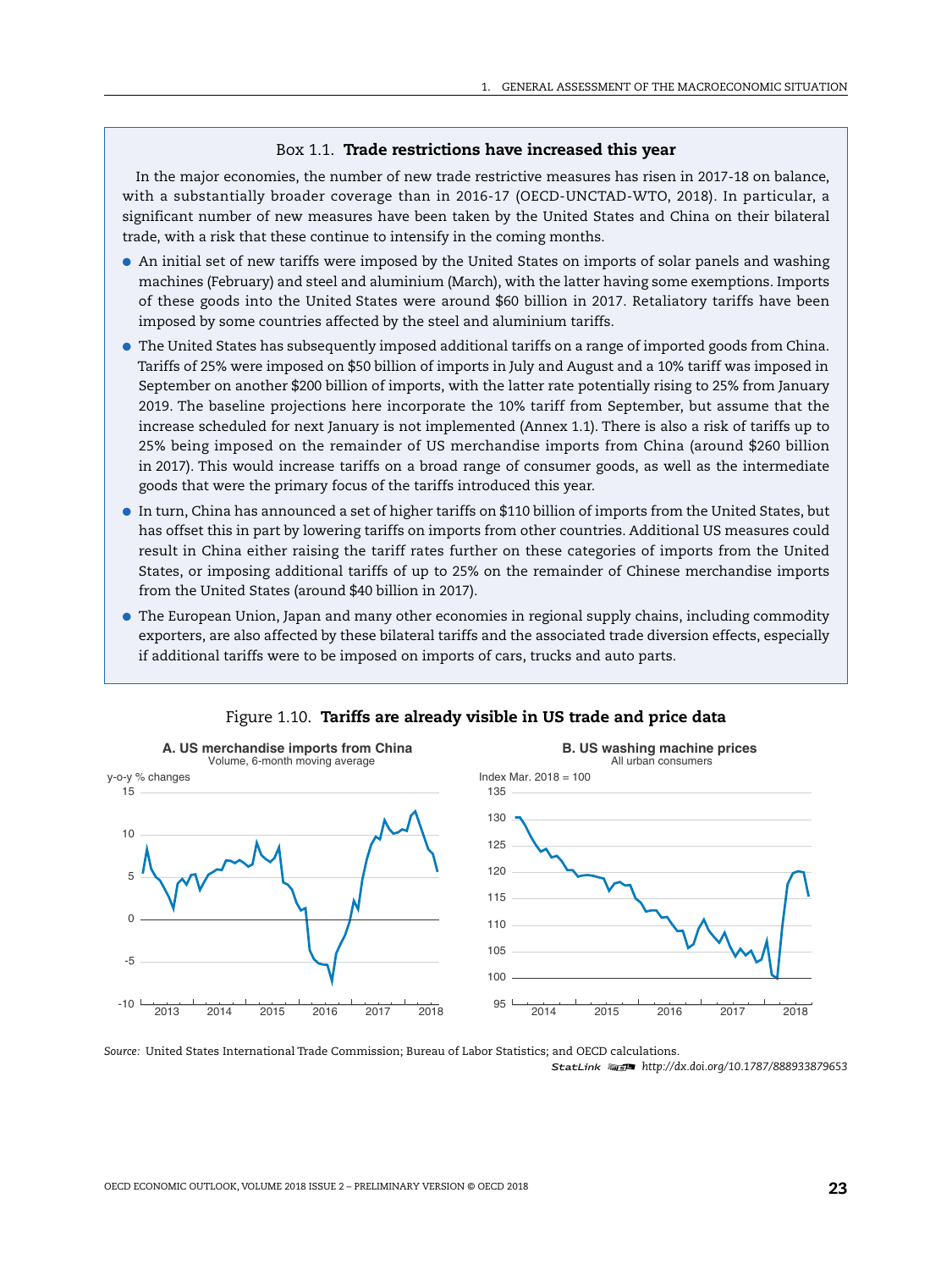### Box 1.1. **Trade restrictions have increased this year**

In the major economies, the number of new trade restrictive measures has risen in 2017-18 on balance, with a substantially broader coverage than in 2016-17 (OECD-UNCTAD-WTO, 2018). In particular, a significant number of new measures have been taken by the United States and China on their bilateral trade, with a risk that these continue to intensify in the coming months.

- An initial set of new tariffs were imposed by the United States on imports of solar panels and washing machines (February) and steel and aluminium (March), with the latter having some exemptions. Imports of these goods into the United States were around $60 billion in 2017. Retaliatory tariffs have been imposed by some countries affected by the steel and aluminium tariffs.
- The United States has subsequently imposed additional tariffs on a range of imported goods from China. Tariffs of 25% were imposed on $50 billion of imports in July and August and a 10% tariff was imposed in September on another $200 billion of imports, with the latter rate potentially rising to 25% from January 2019. The baseline projections here incorporate the 10% tariff from September, but assume that the increase scheduled for next January is not implemented (Annex 1.1). There is also a risk of tariffs up to 25% being imposed on the remainder of US merchandise imports from China (around $260 billion in 2017). This would increase tariffs on a broad range of consumer goods, as well as the intermediate goods that were the primary focus of the tariffs introduced this year.
- In turn, China has announced a set of higher tariffs on $110 billion of imports from the United States, but has offset this in part by lowering tariffs on imports from other countries. Additional US measures could result in China either raising the tariff rates further on these categories of imports from the United States, or imposing additional tariffs of up to 25% on the remainder of Chinese merchandise imports from the United States (around $40 billion in 2017).
- The European Union, Japan and many other economies in regional supply chains, including commodity exporters, are also affected by these bilateral tariffs and the associated trade diversion effects, especially if additional tariffs were to be imposed on imports of cars, trucks and auto parts.

Figure 1.10. **Tariffs are already visible in US trade and price data**

**A. US merchandise imports from China**
Volume, 6-month moving average
y-o-y % changes

**B. US washing machine prices**
All urban consumers
Index Mar. 2018 = 100

*Source:* United States International Trade Commission; Bureau of Labor Statistics; and OECD calculations.

StatLink http://dx.doi.org/10.1787/888933879653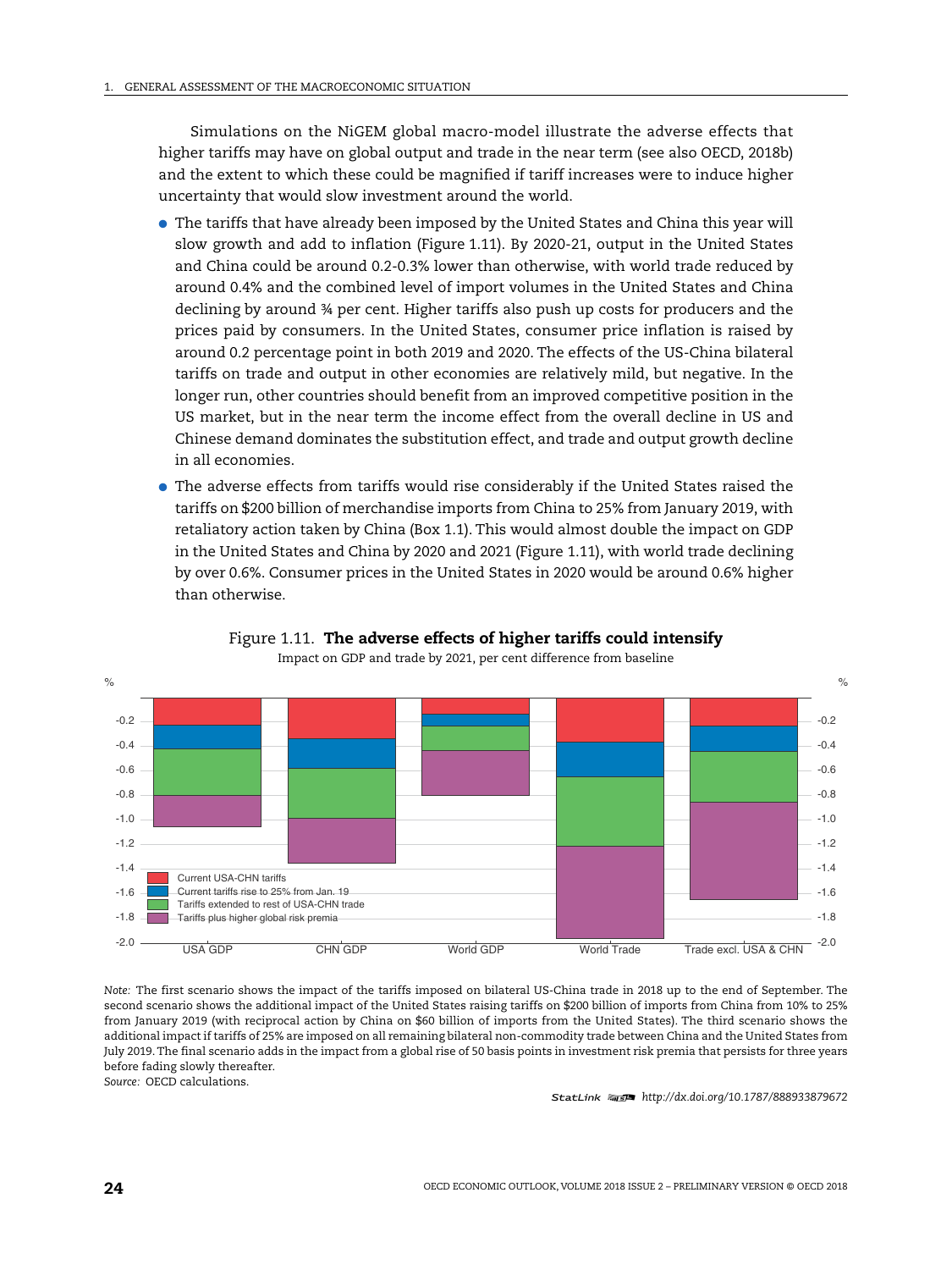Simulations on the NiGEM global macro-model illustrate the adverse effects that higher tariffs may have on global output and trade in the near term (see also OECD, 2018b) and the extent to which these could be magnified if tariff increases were to induce higher uncertainty that would slow investment around the world.

- The tariffs that have already been imposed by the United States and China this year will slow growth and add to inflation (Figure 1.11). By 2020-21, output in the United States and China could be around 0.2-0.3% lower than otherwise, with world trade reduced by around 0.4% and the combined level of import volumes in the United States and China declining by around ¾ per cent. Higher tariffs also push up costs for producers and the prices paid by consumers. In the United States, consumer price inflation is raised by around 0.2 percentage point in both 2019 and 2020. The effects of the US-China bilateral tariffs on trade and output in other economies are relatively mild, but negative. In the longer run, other countries should benefit from an improved competitive position in the US market, but in the near term the income effect from the overall decline in US and Chinese demand dominates the substitution effect, and trade and output growth decline in all economies.
- The adverse effects from tariffs would rise considerably if the United States raised the tariffs on $200 billion of merchandise imports from China to 25% from January 2019, with retaliatory action taken by China (Box 1.1). This would almost double the impact on GDP in the United States and China by 2020 and 2021 (Figure 1.11), with world trade declining by over 0.6%. Consumer prices in the United States in 2020 would be around 0.6% higher than otherwise.

Figure 1.11. **The adverse effects of higher tariffs could intensify**

Impact on GDP and trade by 2021, per cent difference from baseline

*Note:* The first scenario shows the impact of the tariffs imposed on bilateral US-China trade in 2018 up to the end of September. The second scenario shows the additional impact of the United States raising tariffs on $200 billion of imports from China from 10% to 25% from January 2019 (with reciprocal action by China on $60 billion of imports from the United States). The third scenario shows the additional impact if tariffs of 25% are imposed on all remaining bilateral non-commodity trade between China and the United States from July 2019. The final scenario adds in the impact from a global rise of 50 basis points in investment risk premia that persists for three years before fading slowly thereafter.

*Source:* OECD calculations.

StatLink http://dx.doi.org/10.1787/888933879672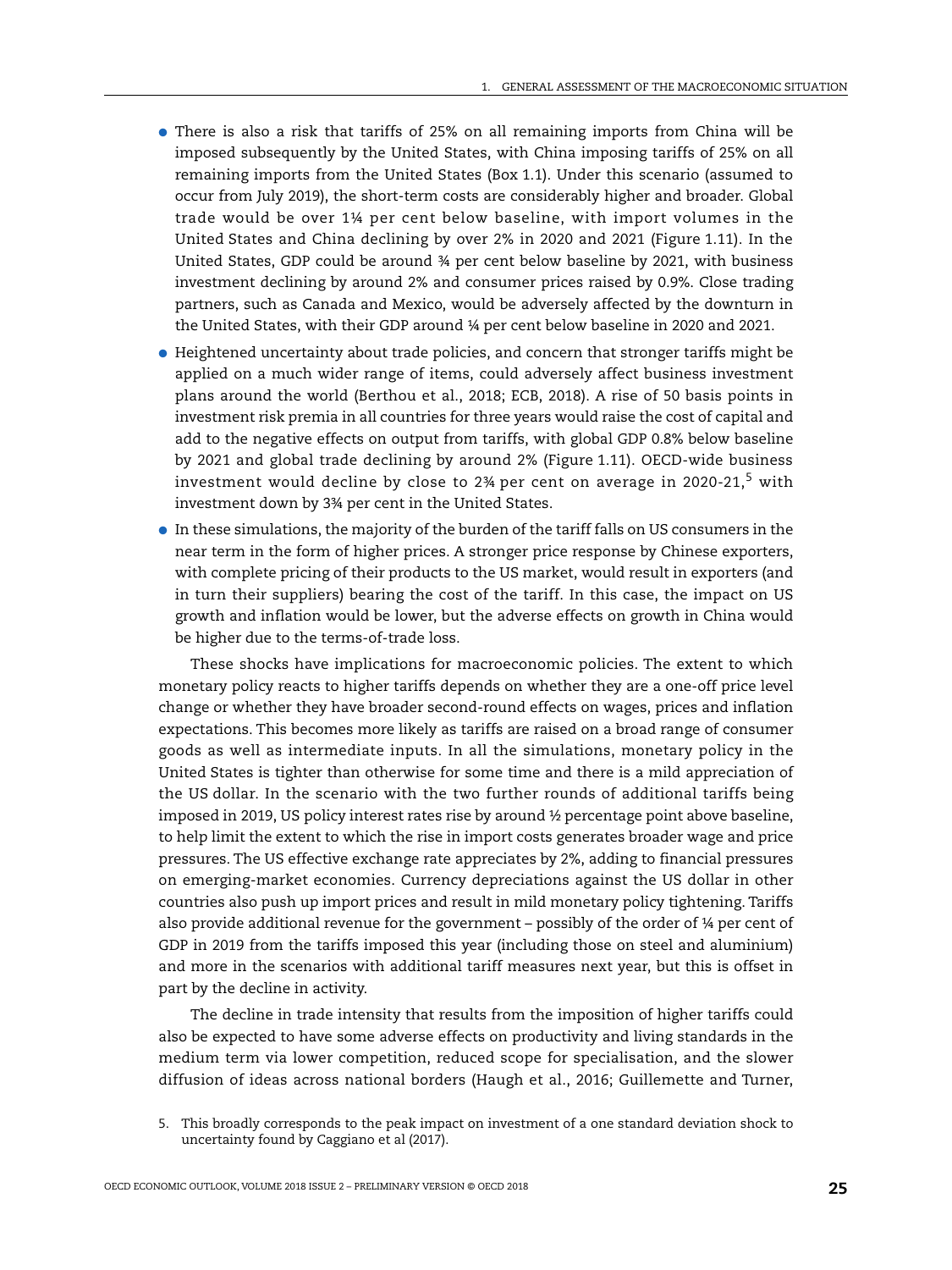- There is also a risk that tariffs of 25% on all remaining imports from China will be imposed subsequently by the United States, with China imposing tariffs of 25% on all remaining imports from the United States (Box 1.1). Under this scenario (assumed to occur from July 2019), the short-term costs are considerably higher and broader. Global trade would be over 1¼ per cent below baseline, with import volumes in the United States and China declining by over 2% in 2020 and 2021 (Figure 1.11). In the United States, GDP could be around ¾ per cent below baseline by 2021, with business investment declining by around 2% and consumer prices raised by 0.9%. Close trading partners, such as Canada and Mexico, would be adversely affected by the downturn in the United States, with their GDP around ¼ per cent below baseline in 2020 and 2021.
- Heightened uncertainty about trade policies, and concern that stronger tariffs might be applied on a much wider range of items, could adversely affect business investment plans around the world (Berthou et al., 2018; ECB, 2018). A rise of 50 basis points in investment risk premia in all countries for three years would raise the cost of capital and add to the negative effects on output from tariffs, with global GDP 0.8% below baseline by 2021 and global trade declining by around 2% (Figure 1.11). OECD-wide business investment would decline by close to 2¾ per cent on average in 2020-21,[5] with investment down by 3¾ per cent in the United States.
- In these simulations, the majority of the burden of the tariff falls on US consumers in the near term in the form of higher prices. A stronger price response by Chinese exporters, with complete pricing of their products to the US market, would result in exporters (and in turn their suppliers) bearing the cost of the tariff. In this case, the impact on US growth and inflation would be lower, but the adverse effects on growth in China would be higher due to the terms-of-trade loss.

These shocks have implications for macroeconomic policies. The extent to which monetary policy reacts to higher tariffs depends on whether they are a one-off price level change or whether they have broader second-round effects on wages, prices and inflation expectations. This becomes more likely as tariffs are raised on a broad range of consumer goods as well as intermediate inputs. In all the simulations, monetary policy in the United States is tighter than otherwise for some time and there is a mild appreciation of the US dollar. In the scenario with the two further rounds of additional tariffs being imposed in 2019, US policy interest rates rise by around ½ percentage point above baseline, to help limit the extent to which the rise in import costs generates broader wage and price pressures. The US effective exchange rate appreciates by 2%, adding to financial pressures on emerging-market economies. Currency depreciations against the US dollar in other countries also push up import prices and result in mild monetary policy tightening. Tariffs also provide additional revenue for the government – possibly of the order of ¼ per cent of GDP in 2019 from the tariffs imposed this year (including those on steel and aluminium) and more in the scenarios with additional tariff measures next year, but this is offset in part by the decline in activity.

The decline in trade intensity that results from the imposition of higher tariffs could also be expected to have some adverse effects on productivity and living standards in the medium term via lower competition, reduced scope for specialisation, and the slower diffusion of ideas across national borders (Haugh et al., 2016; Guillemette and Turner,

5. This broadly corresponds to the peak impact on investment of a one standard deviation shock to uncertainty found by Caggiano et al (2017).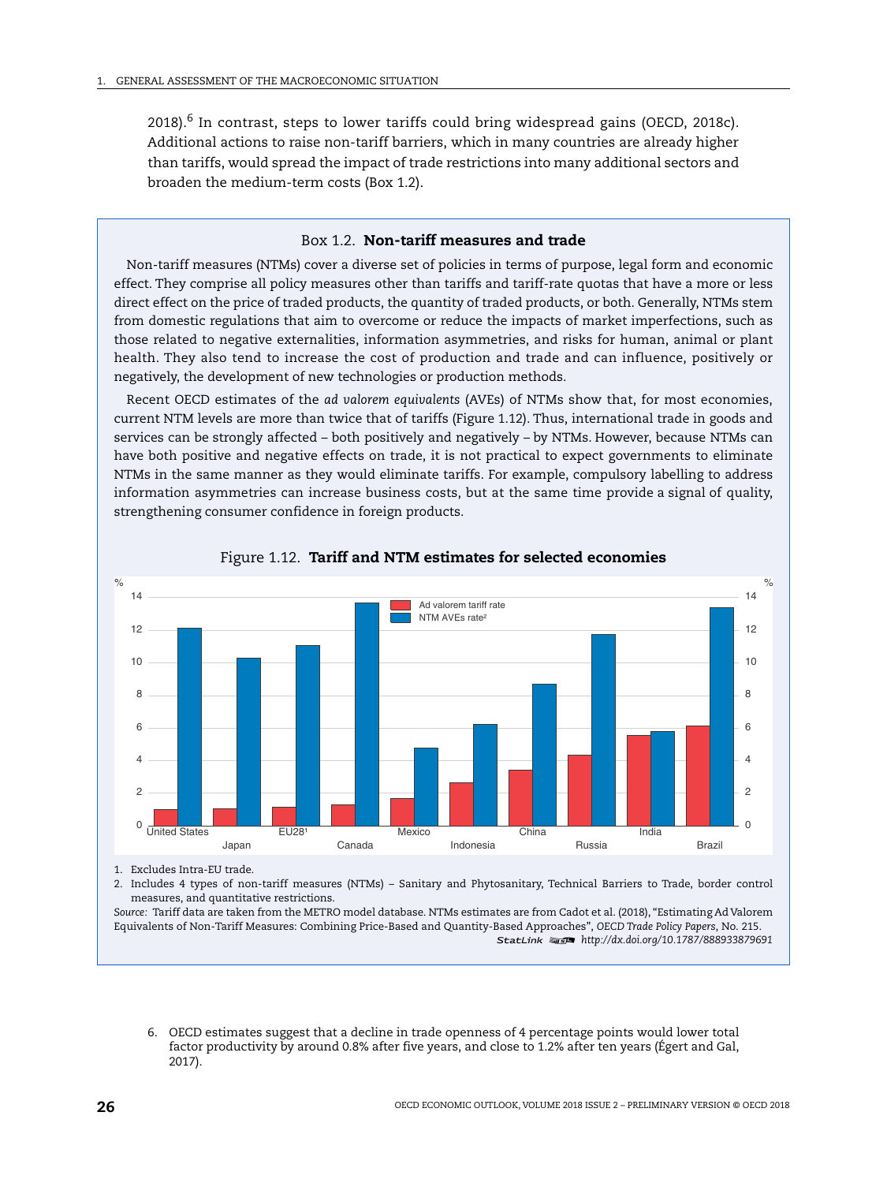2018).[6] In contrast, steps to lower tariffs could bring widespread gains (OECD, 2018c). Additional actions to raise non-tariff barriers, which in many countries are already higher than tariffs, would spread the impact of trade restrictions into many additional sectors and broaden the medium-term costs (Box 1.2).

## Box 1.2. Non-tariff measures and trade

Non-tariff measures (NTMs) cover a diverse set of policies in terms of purpose, legal form and economic effect. They comprise all policy measures other than tariffs and tariff-rate quotas that have a more or less direct effect on the price of traded products, the quantity of traded products, or both. Generally, NTMs stem from domestic regulations that aim to overcome or reduce the impacts of market imperfections, such as those related to negative externalities, information asymmetries, and risks for human, animal or plant health. They also tend to increase the cost of production and trade and can influence, positively or negatively, the development of new technologies or production methods.

Recent OECD estimates of the *ad valorem equivalents* (AVEs) of NTMs show that, for most economies, current NTM levels are more than twice that of tariffs (Figure 1.12). Thus, international trade in goods and services can be strongly affected – both positively and negatively – by NTMs. However, because NTMs can have both positive and negative effects on trade, it is not practical to expect governments to eliminate NTMs in the same manner as they would eliminate tariffs. For example, compulsory labelling to address information asymmetries can increase business costs, but at the same time provide a signal of quality, strengthening consumer confidence in foreign products.

Figure 1.12. **Tariff and NTM estimates for selected economies**

1. Excludes Intra-EU trade.
2. Includes 4 types of non-tariff measures (NTMs) – Sanitary and Phytosanitary, Technical Barriers to Trade, border control measures, and quantitative restrictions.

*Source:* Tariff data are taken from the METRO model database. NTMs estimates are from Cadot et al. (2018), "Estimating Ad Valorem Equivalents of Non-Tariff Measures: Combining Price-Based and Quantity-Based Approaches", *OECD Trade Policy Papers*, No. 215.

StatLink http://dx.doi.org/10.1787/888933879691

6. OECD estimates suggest that a decline in trade openness of 4 percentage points would lower total factor productivity by around 0.8% after five years, and close to 1.2% after ten years (Égert and Gal, 2017).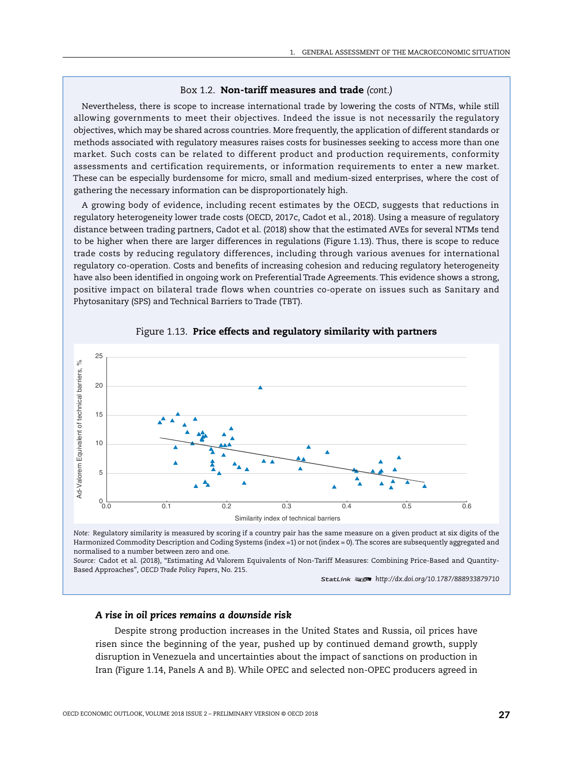### Box 1.2. **Non-tariff measures and trade** *(cont.)*

Nevertheless, there is scope to increase international trade by lowering the costs of NTMs, while still allowing governments to meet their objectives. Indeed the issue is not necessarily the regulatory objectives, which may be shared across countries. More frequently, the application of different standards or methods associated with regulatory measures raises costs for businesses seeking to access more than one market. Such costs can be related to different product and production requirements, conformity assessments and certification requirements, or information requirements to enter a new market. These can be especially burdensome for micro, small and medium-sized enterprises, where the cost of gathering the necessary information can be disproportionately high.

A growing body of evidence, including recent estimates by the OECD, suggests that reductions in regulatory heterogeneity lower trade costs (OECD, 2017c, Cadot et al., 2018). Using a measure of regulatory distance between trading partners, Cadot et al. (2018) show that the estimated AVEs for several NTMs tend to be higher when there are larger differences in regulations (Figure 1.13). Thus, there is scope to reduce trade costs by reducing regulatory differences, including through various avenues for international regulatory co-operation. Costs and benefits of increasing cohesion and reducing regulatory heterogeneity have also been identified in ongoing work on Preferential Trade Agreements. This evidence shows a strong, positive impact on bilateral trade flows when countries co-operate on issues such as Sanitary and Phytosanitary (SPS) and Technical Barriers to Trade (TBT).

Figure 1.13. **Price effects and regulatory similarity with partners**

*Note:* Regulatory similarity is measured by scoring if a country pair has the same measure on a given product at six digits of the Harmonized Commodity Description and Coding Systems (index =1) or not (index = 0). The scores are subsequently aggregated and normalised to a number between zero and one.

*Source:* Cadot et al. (2018), "Estimating Ad Valorem Equivalents of Non-Tariff Measures: Combining Price-Based and Quantity-Based Approaches", *OECD Trade Policy Papers*, No. 215.

StatLink http://dx.doi.org/10.1787/888933879710

### *A rise in oil prices remains a downside risk*

Despite strong production increases in the United States and Russia, oil prices have risen since the beginning of the year, pushed up by continued demand growth, supply disruption in Venezuela and uncertainties about the impact of sanctions on production in Iran (Figure 1.14, Panels A and B). While OPEC and selected non-OPEC producers agreed in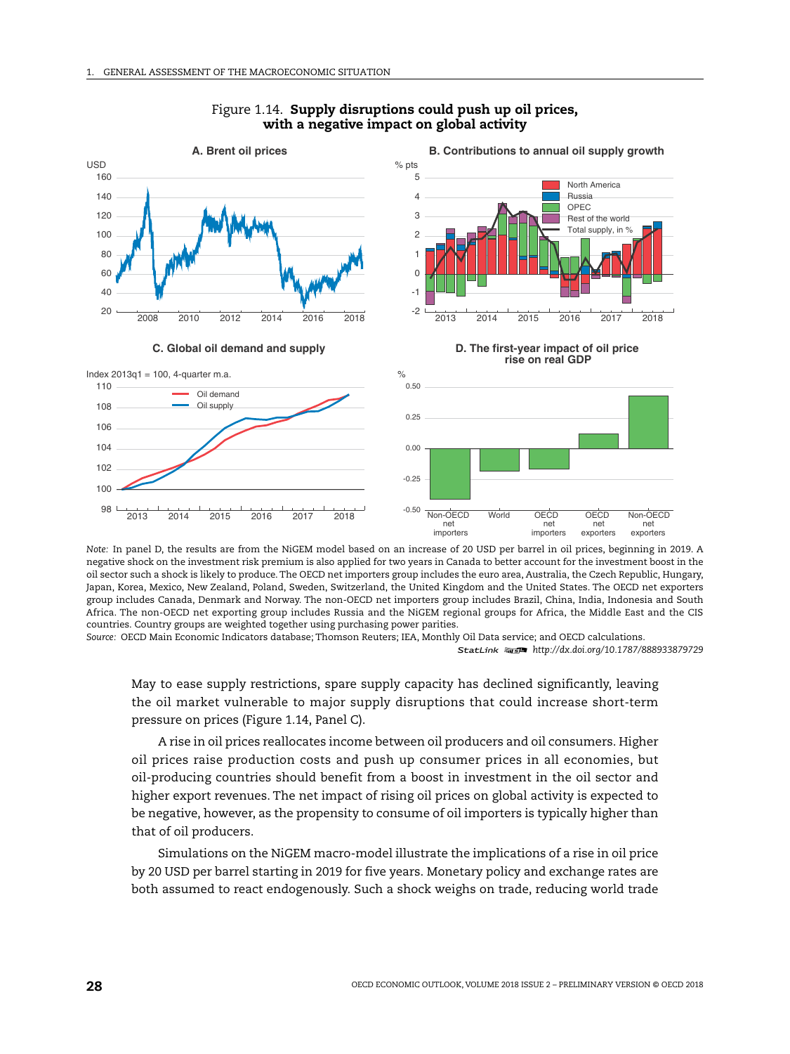Figure 1.14. **Supply disruptions could push up oil prices, with a negative impact on global activity**

A. Brent oil prices

B. Contributions to annual oil supply growth

C. Global oil demand and supply

D. The first-year impact of oil price rise on real GDP

*Note:* In panel D, the results are from the NiGEM model based on an increase of 20 USD per barrel in oil prices, beginning in 2019. A negative shock on the investment risk premium is also applied for two years in Canada to better account for the investment boost in the oil sector such a shock is likely to produce. The OECD net importers group includes the euro area, Australia, the Czech Republic, Hungary, Japan, Korea, Mexico, New Zealand, Poland, Sweden, Switzerland, the United Kingdom and the United States. The OECD net exporters group includes Canada, Denmark and Norway. The non-OECD net importers group includes Brazil, China, India, Indonesia and South Africa. The non-OECD net exporting group includes Russia and the NiGEM regional groups for Africa, the Middle East and the CIS countries. Country groups are weighted together using purchasing power parities.

*Source:* OECD Main Economic Indicators database; Thomson Reuters; IEA, Monthly Oil Data service; and OECD calculations.

StatLink http://dx.doi.org/10.1787/888933879729

May to ease supply restrictions, spare supply capacity has declined significantly, leaving the oil market vulnerable to major supply disruptions that could increase short-term pressure on prices (Figure 1.14, Panel C).

A rise in oil prices reallocates income between oil producers and oil consumers. Higher oil prices raise production costs and push up consumer prices in all economies, but oil-producing countries should benefit from a boost in investment in the oil sector and higher export revenues. The net impact of rising oil prices on global activity is expected to be negative, however, as the propensity to consume of oil importers is typically higher than that of oil producers.

Simulations on the NiGEM macro-model illustrate the implications of a rise in oil price by 20 USD per barrel starting in 2019 for five years. Monetary policy and exchange rates are both assumed to react endogenously. Such a shock weighs on trade, reducing world trade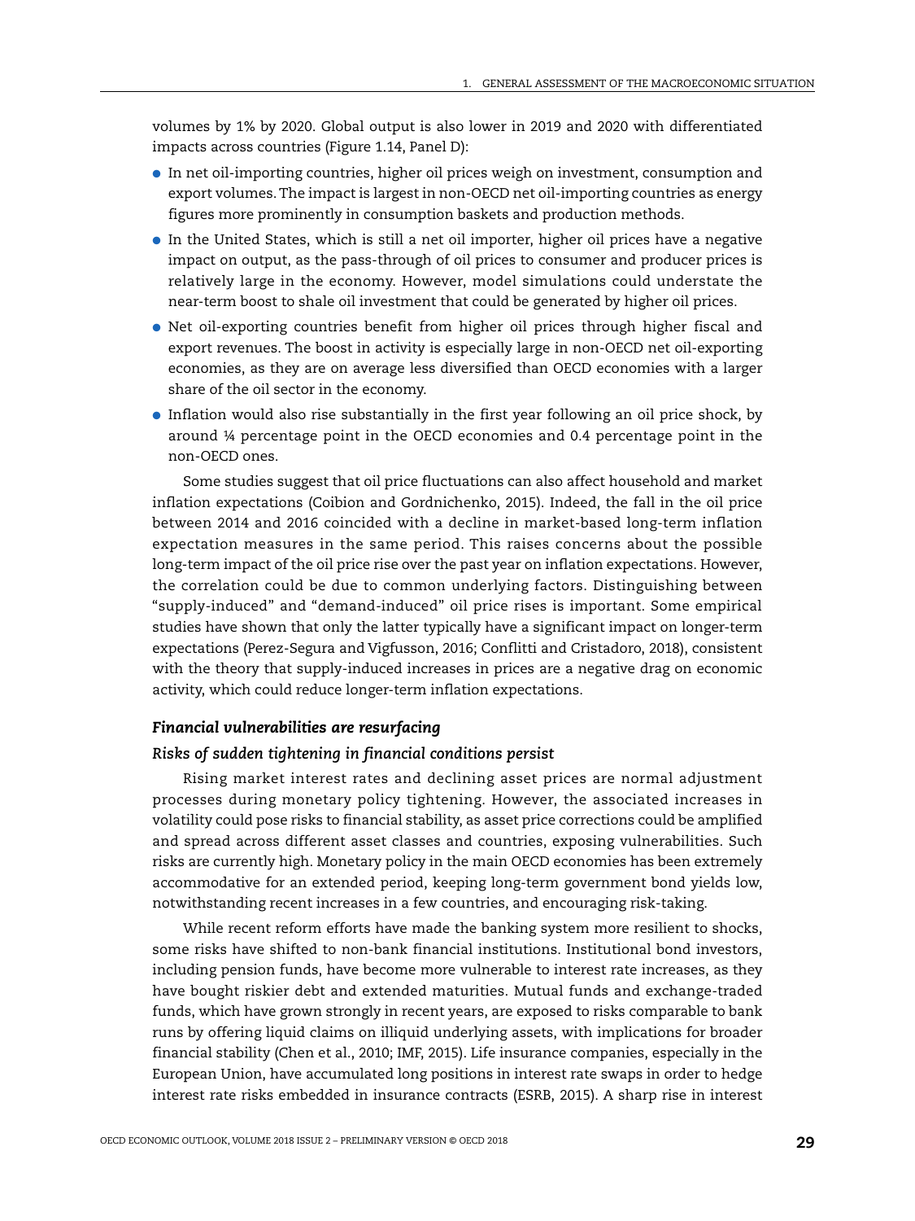volumes by 1% by 2020. Global output is also lower in 2019 and 2020 with differentiated impacts across countries (Figure 1.14, Panel D):

- In net oil-importing countries, higher oil prices weigh on investment, consumption and export volumes. The impact is largest in non-OECD net oil-importing countries as energy figures more prominently in consumption baskets and production methods.
- In the United States, which is still a net oil importer, higher oil prices have a negative impact on output, as the pass-through of oil prices to consumer and producer prices is relatively large in the economy. However, model simulations could understate the near-term boost to shale oil investment that could be generated by higher oil prices.
- Net oil-exporting countries benefit from higher oil prices through higher fiscal and export revenues. The boost in activity is especially large in non-OECD net oil-exporting economies, as they are on average less diversified than OECD economies with a larger share of the oil sector in the economy.
- Inflation would also rise substantially in the first year following an oil price shock, by around ¼ percentage point in the OECD economies and 0.4 percentage point in the non-OECD ones.

Some studies suggest that oil price fluctuations can also affect household and market inflation expectations (Coibion and Gordnichenko, 2015). Indeed, the fall in the oil price between 2014 and 2016 coincided with a decline in market-based long-term inflation expectation measures in the same period. This raises concerns about the possible long-term impact of the oil price rise over the past year on inflation expectations. However, the correlation could be due to common underlying factors. Distinguishing between "supply-induced" and "demand-induced" oil price rises is important. Some empirical studies have shown that only the latter typically have a significant impact on longer-term expectations (Perez-Segura and Vigfusson, 2016; Conflitti and Cristadoro, 2018), consistent with the theory that supply-induced increases in prices are a negative drag on economic activity, which could reduce longer-term inflation expectations.

### *Financial vulnerabilities are resurfacing*

#### *Risks of sudden tightening in financial conditions persist*

Rising market interest rates and declining asset prices are normal adjustment processes during monetary policy tightening. However, the associated increases in volatility could pose risks to financial stability, as asset price corrections could be amplified and spread across different asset classes and countries, exposing vulnerabilities. Such risks are currently high. Monetary policy in the main OECD economies has been extremely accommodative for an extended period, keeping long-term government bond yields low, notwithstanding recent increases in a few countries, and encouraging risk-taking.

While recent reform efforts have made the banking system more resilient to shocks, some risks have shifted to non-bank financial institutions. Institutional bond investors, including pension funds, have become more vulnerable to interest rate increases, as they have bought riskier debt and extended maturities. Mutual funds and exchange-traded funds, which have grown strongly in recent years, are exposed to risks comparable to bank runs by offering liquid claims on illiquid underlying assets, with implications for broader financial stability (Chen et al., 2010; IMF, 2015). Life insurance companies, especially in the European Union, have accumulated long positions in interest rate swaps in order to hedge interest rate risks embedded in insurance contracts (ESRB, 2015). A sharp rise in interest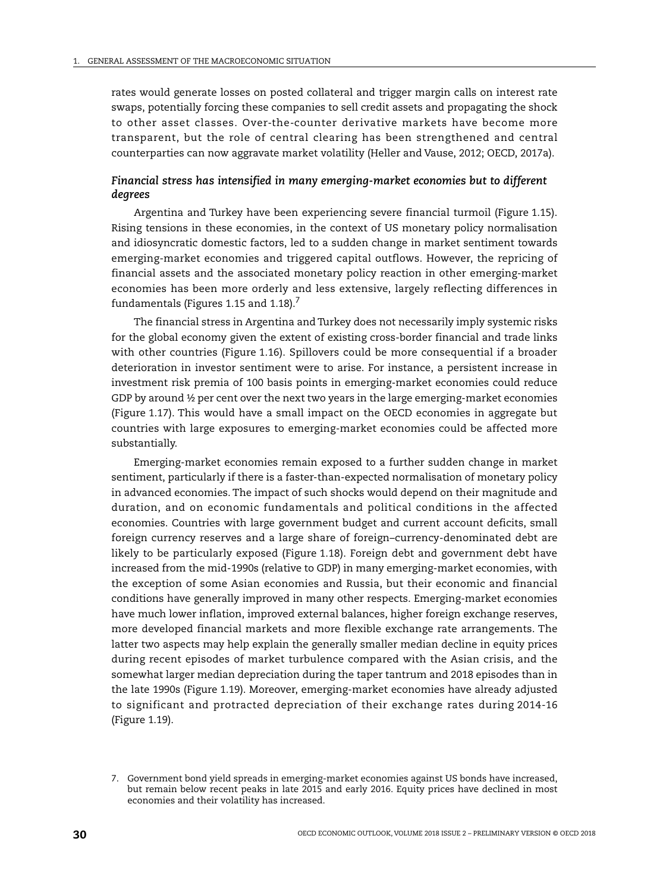rates would generate losses on posted collateral and trigger margin calls on interest rate swaps, potentially forcing these companies to sell credit assets and propagating the shock to other asset classes. Over-the-counter derivative markets have become more transparent, but the role of central clearing has been strengthened and central counterparties can now aggravate market volatility (Heller and Vause, 2012; OECD, 2017a).

### *Financial stress has intensified in many emerging-market economies but to different degrees*

Argentina and Turkey have been experiencing severe financial turmoil (Figure 1.15). Rising tensions in these economies, in the context of US monetary policy normalisation and idiosyncratic domestic factors, led to a sudden change in market sentiment towards emerging-market economies and triggered capital outflows. However, the repricing of financial assets and the associated monetary policy reaction in other emerging-market economies has been more orderly and less extensive, largely reflecting differences in fundamentals (Figures 1.15 and 1.18).[7]

The financial stress in Argentina and Turkey does not necessarily imply systemic risks for the global economy given the extent of existing cross-border financial and trade links with other countries (Figure 1.16). Spillovers could be more consequential if a broader deterioration in investor sentiment were to arise. For instance, a persistent increase in investment risk premia of 100 basis points in emerging-market economies could reduce GDP by around ½ per cent over the next two years in the large emerging-market economies (Figure 1.17). This would have a small impact on the OECD economies in aggregate but countries with large exposures to emerging-market economies could be affected more substantially.

Emerging-market economies remain exposed to a further sudden change in market sentiment, particularly if there is a faster-than-expected normalisation of monetary policy in advanced economies. The impact of such shocks would depend on their magnitude and duration, and on economic fundamentals and political conditions in the affected economies. Countries with large government budget and current account deficits, small foreign currency reserves and a large share of foreign–currency-denominated debt are likely to be particularly exposed (Figure 1.18). Foreign debt and government debt have increased from the mid-1990s (relative to GDP) in many emerging-market economies, with the exception of some Asian economies and Russia, but their economic and financial conditions have generally improved in many other respects. Emerging-market economies have much lower inflation, improved external balances, higher foreign exchange reserves, more developed financial markets and more flexible exchange rate arrangements. The latter two aspects may help explain the generally smaller median decline in equity prices during recent episodes of market turbulence compared with the Asian crisis, and the somewhat larger median depreciation during the taper tantrum and 2018 episodes than in the late 1990s (Figure 1.19). Moreover, emerging-market economies have already adjusted to significant and protracted depreciation of their exchange rates during 2014-16 (Figure 1.19).

7. Government bond yield spreads in emerging-market economies against US bonds have increased, but remain below recent peaks in late 2015 and early 2016. Equity prices have declined in most economies and their volatility has increased.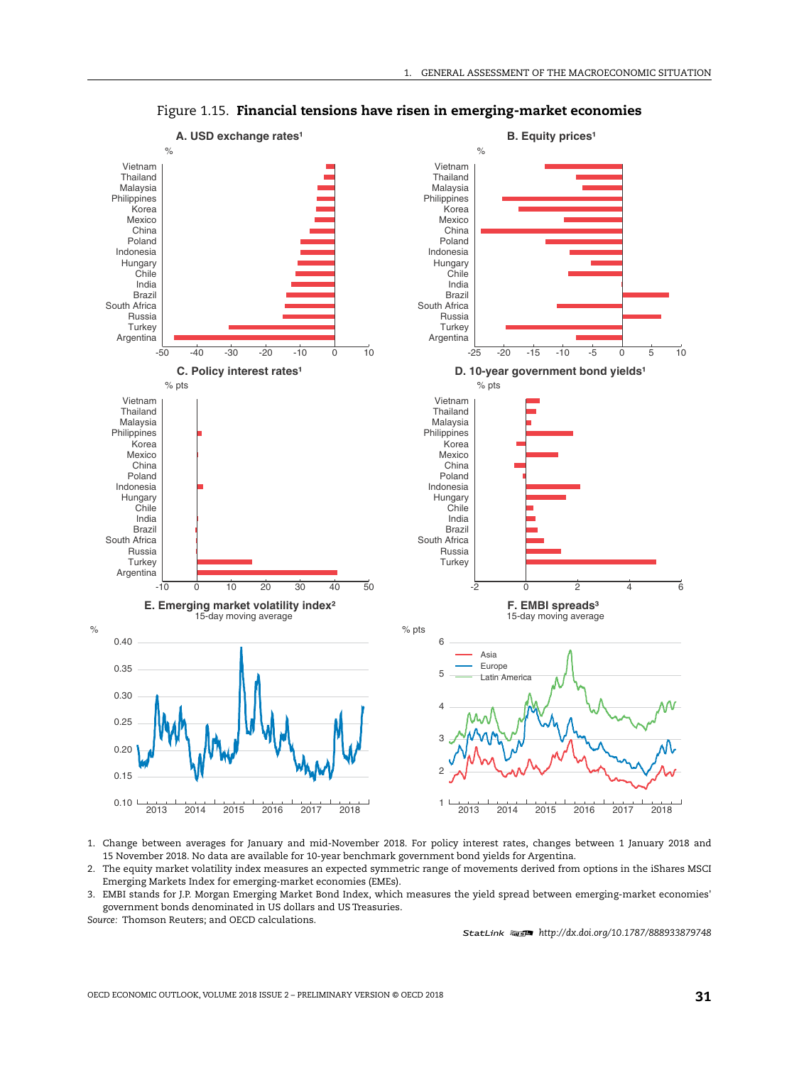# Figure 1.15. **Financial tensions have risen in emerging-market economies**

1. Change between averages for January and mid-November 2018. For policy interest rates, changes between 1 January 2018 and 15 November 2018. No data are available for 10-year benchmark government bond yields for Argentina.
2. The equity market volatility index measures an expected symmetric range of movements derived from options in the iShares MSCI Emerging Markets Index for emerging-market economies (EMEs).
3. EMBI stands for J.P. Morgan Emerging Market Bond Index, which measures the yield spread between emerging-market economies' government bonds denominated in US dollars and US Treasuries.

*Source:* Thomson Reuters; and OECD calculations.

StatLink http://dx.doi.org/10.1787/888933879748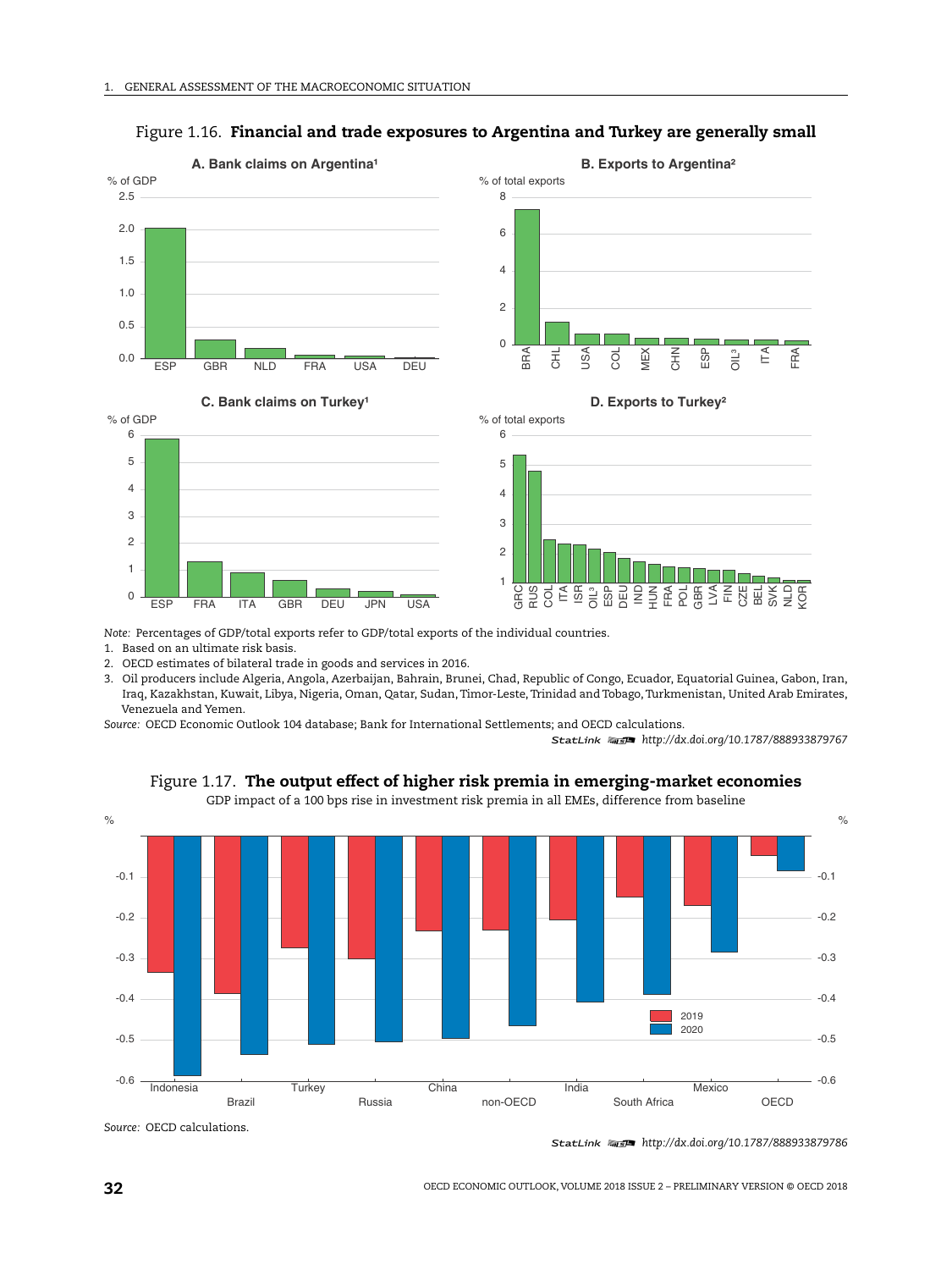Figure 1.16. **Financial and trade exposures to Argentina and Turkey are generally small**

**A. Bank claims on Argentina[1]**

**B. Exports to Argentina[2]**

**C. Bank claims on Turkey[1]**

**D. Exports to Turkey[2]**

*Note:* Percentages of GDP/total exports refer to GDP/total exports of the individual countries.

1. Based on an ultimate risk basis.
2. OECD estimates of bilateral trade in goods and services in 2016.
3. Oil producers include Algeria, Angola, Azerbaijan, Bahrain, Brunei, Chad, Republic of Congo, Ecuador, Equatorial Guinea, Gabon, Iran, Iraq, Kazakhstan, Kuwait, Libya, Nigeria, Oman, Qatar, Sudan, Timor-Leste, Trinidad and Tobago, Turkmenistan, United Arab Emirates, Venezuela and Yemen.

*Source:* OECD Economic Outlook 104 database; Bank for International Settlements; and OECD calculations.

StatLink http://dx.doi.org/10.1787/888933879767

Figure 1.17. **The output effect of higher risk premia in emerging-market economies**

GDP impact of a 100 bps rise in investment risk premia in all EMEs, difference from baseline

*Source:* OECD calculations.

StatLink http://dx.doi.org/10.1787/888933879786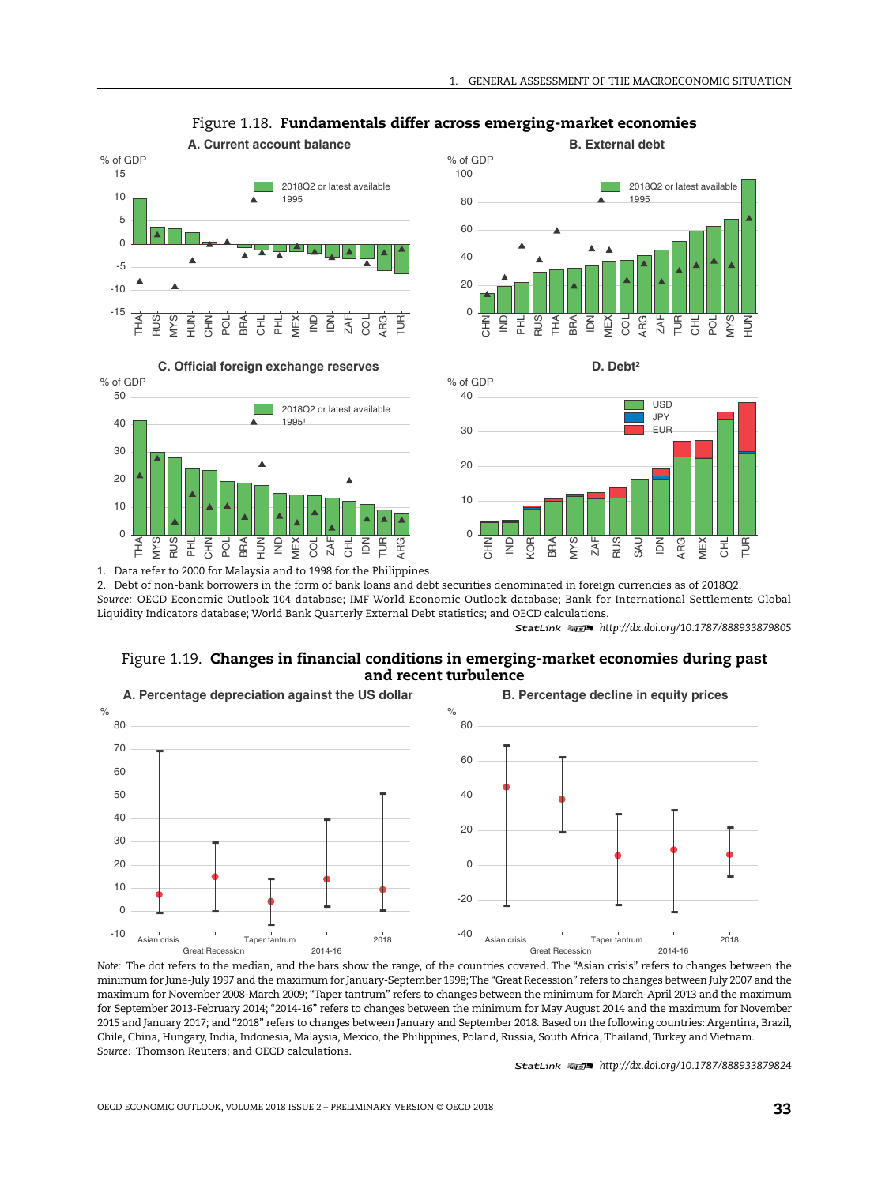## Figure 1.18. Fundamentals differ across emerging-market economies

**A. Current account balance**

**B. External debt**

**C. Official foreign exchange reserves**

**D. Debt²**

1. Data refer to 2000 for Malaysia and to 1998 for the Philippines.
2. Debt of non-bank borrowers in the form of bank loans and debt securities denominated in foreign currencies as of 2018Q2.

*Source:* OECD Economic Outlook 104 database; IMF World Economic Outlook database; Bank for International Settlements Global Liquidity Indicators database; World Bank Quarterly External Debt statistics; and OECD calculations.

StatLink http://dx.doi.org/10.1787/888933879805

## Figure 1.19. Changes in financial conditions in emerging-market economies during past and recent turbulence

**A. Percentage depreciation against the US dollar**

**B. Percentage decline in equity prices**

*Note:* The dot refers to the median, and the bars show the range, of the countries covered. The "Asian crisis" refers to changes between the minimum for June-July 1997 and the maximum for January-September 1998; The "Great Recession" refers to changes between July 2007 and the maximum for November 2008-March 2009; "Taper tantrum" refers to changes between the minimum for March-April 2013 and the maximum for September 2013-February 2014; "2014-16" refers to changes between the minimum for May August 2014 and the maximum for November 2015 and January 2017; and "2018" refers to changes between January and September 2018. Based on the following countries: Argentina, Brazil, Chile, China, Hungary, India, Indonesia, Malaysia, Mexico, the Philippines, Poland, Russia, South Africa, Thailand, Turkey and Vietnam.

*Source:* Thomson Reuters; and OECD calculations.

StatLink http://dx.doi.org/10.1787/888933879824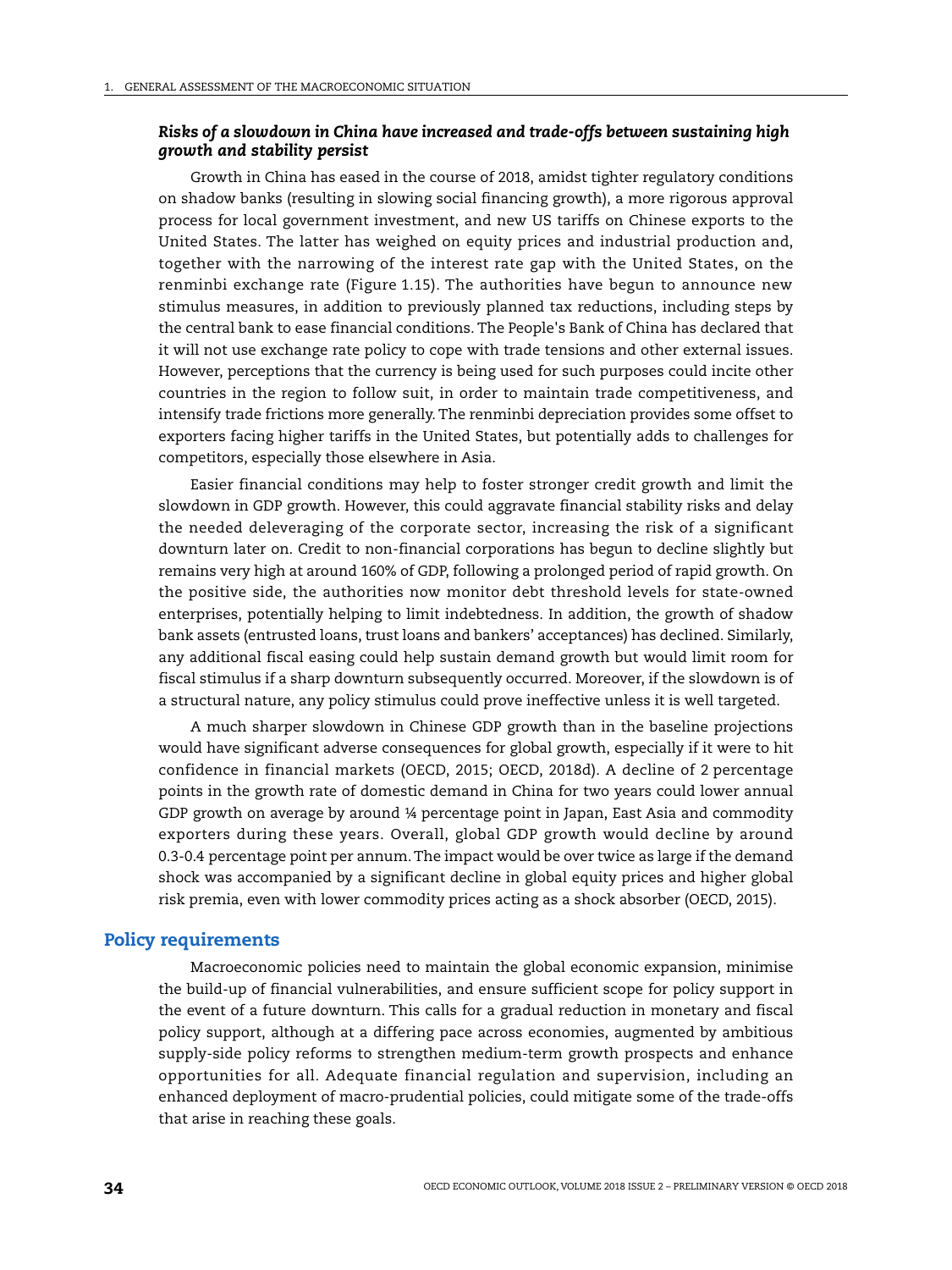### *Risks of a slowdown in China have increased and trade-offs between sustaining high growth and stability persist*

Growth in China has eased in the course of 2018, amidst tighter regulatory conditions on shadow banks (resulting in slowing social financing growth), a more rigorous approval process for local government investment, and new US tariffs on Chinese exports to the United States. The latter has weighed on equity prices and industrial production and, together with the narrowing of the interest rate gap with the United States, on the renminbi exchange rate (Figure 1.15). The authorities have begun to announce new stimulus measures, in addition to previously planned tax reductions, including steps by the central bank to ease financial conditions. The People's Bank of China has declared that it will not use exchange rate policy to cope with trade tensions and other external issues. However, perceptions that the currency is being used for such purposes could incite other countries in the region to follow suit, in order to maintain trade competitiveness, and intensify trade frictions more generally. The renminbi depreciation provides some offset to exporters facing higher tariffs in the United States, but potentially adds to challenges for competitors, especially those elsewhere in Asia.

Easier financial conditions may help to foster stronger credit growth and limit the slowdown in GDP growth. However, this could aggravate financial stability risks and delay the needed deleveraging of the corporate sector, increasing the risk of a significant downturn later on. Credit to non-financial corporations has begun to decline slightly but remains very high at around 160% of GDP, following a prolonged period of rapid growth. On the positive side, the authorities now monitor debt threshold levels for state-owned enterprises, potentially helping to limit indebtedness. In addition, the growth of shadow bank assets (entrusted loans, trust loans and bankers' acceptances) has declined. Similarly, any additional fiscal easing could help sustain demand growth but would limit room for fiscal stimulus if a sharp downturn subsequently occurred. Moreover, if the slowdown is of a structural nature, any policy stimulus could prove ineffective unless it is well targeted.

A much sharper slowdown in Chinese GDP growth than in the baseline projections would have significant adverse consequences for global growth, especially if it were to hit confidence in financial markets (OECD, 2015; OECD, 2018d). A decline of 2 percentage points in the growth rate of domestic demand in China for two years could lower annual GDP growth on average by around ¼ percentage point in Japan, East Asia and commodity exporters during these years. Overall, global GDP growth would decline by around 0.3-0.4 percentage point per annum. The impact would be over twice as large if the demand shock was accompanied by a significant decline in global equity prices and higher global risk premia, even with lower commodity prices acting as a shock absorber (OECD, 2015).

## Policy requirements

Macroeconomic policies need to maintain the global economic expansion, minimise the build-up of financial vulnerabilities, and ensure sufficient scope for policy support in the event of a future downturn. This calls for a gradual reduction in monetary and fiscal policy support, although at a differing pace across economies, augmented by ambitious supply-side policy reforms to strengthen medium-term growth prospects and enhance opportunities for all. Adequate financial regulation and supervision, including an enhanced deployment of macro-prudential policies, could mitigate some of the trade-offs that arise in reaching these goals.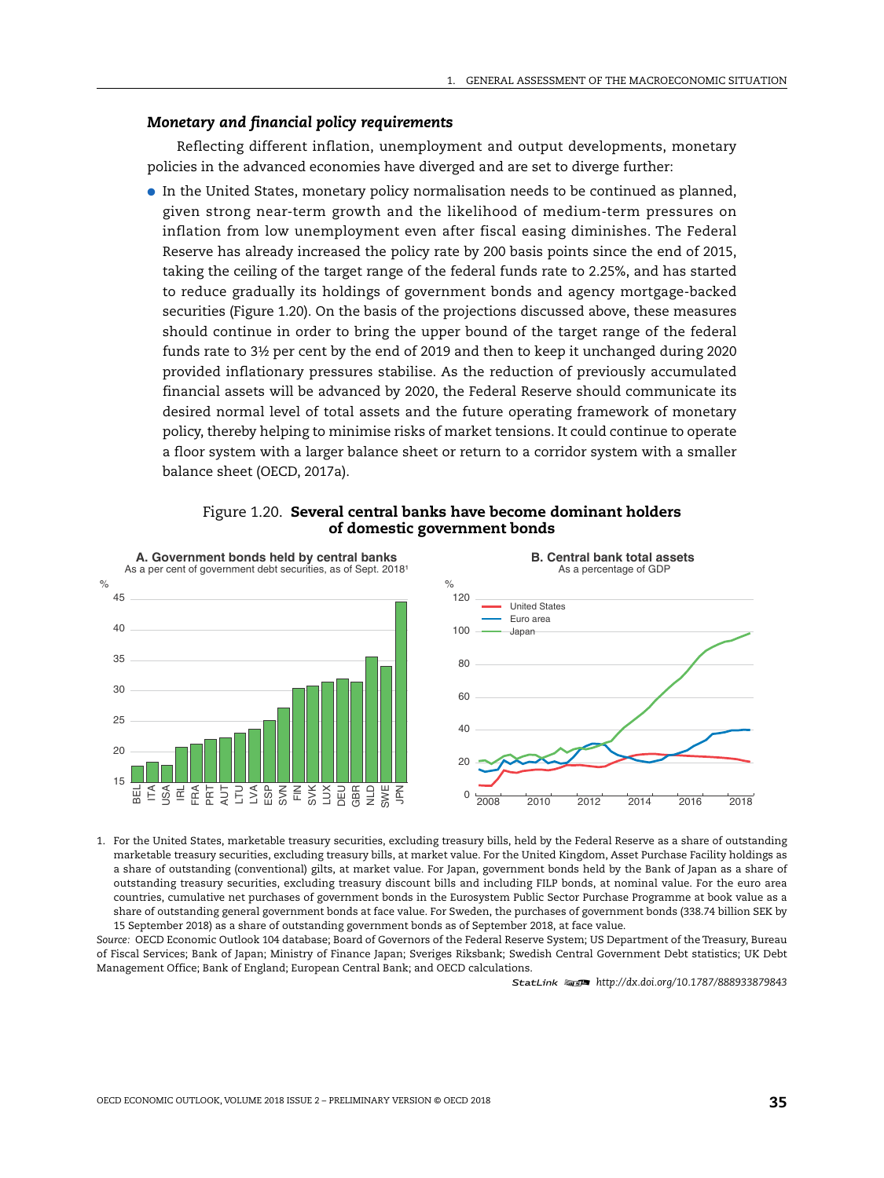### *Monetary and financial policy requirements*

Reflecting different inflation, unemployment and output developments, monetary policies in the advanced economies have diverged and are set to diverge further:

- In the United States, monetary policy normalisation needs to be continued as planned, given strong near-term growth and the likelihood of medium-term pressures on inflation from low unemployment even after fiscal easing diminishes. The Federal Reserve has already increased the policy rate by 200 basis points since the end of 2015, taking the ceiling of the target range of the federal funds rate to 2.25%, and has started to reduce gradually its holdings of government bonds and agency mortgage-backed securities (Figure 1.20). On the basis of the projections discussed above, these measures should continue in order to bring the upper bound of the target range of the federal funds rate to 3½ per cent by the end of 2019 and then to keep it unchanged during 2020 provided inflationary pressures stabilise. As the reduction of previously accumulated financial assets will be advanced by 2020, the Federal Reserve should communicate its desired normal level of total assets and the future operating framework of monetary policy, thereby helping to minimise risks of market tensions. It could continue to operate a floor system with a larger balance sheet or return to a corridor system with a smaller balance sheet (OECD, 2017a).

Figure 1.20. **Several central banks have become dominant holders of domestic government bonds**

**A. Government bonds held by central banks**
As a per cent of government debt securities, as of Sept. 2018[1]

**B. Central bank total assets**
As a percentage of GDP

1. For the United States, marketable treasury securities, excluding treasury bills, held by the Federal Reserve as a share of outstanding marketable treasury securities, excluding treasury bills, at market value. For the United Kingdom, Asset Purchase Facility holdings as a share of outstanding (conventional) gilts, at market value. For Japan, government bonds held by the Bank of Japan as a share of outstanding treasury securities, excluding treasury discount bills and including FILP bonds, at nominal value. For the euro area countries, cumulative net purchases of government bonds in the Eurosystem Public Sector Purchase Programme at book value as a share of outstanding general government bonds at face value. For Sweden, the purchases of government bonds (338.74 billion SEK by 15 September 2018) as a share of outstanding government bonds as of September 2018, at face value.

*Source:* OECD Economic Outlook 104 database; Board of Governors of the Federal Reserve System; US Department of the Treasury, Bureau of Fiscal Services; Bank of Japan; Ministry of Finance Japan; Sveriges Riksbank; Swedish Central Government Debt statistics; UK Debt Management Office; Bank of England; European Central Bank; and OECD calculations.

StatLink http://dx.doi.org/10.1787/888933879843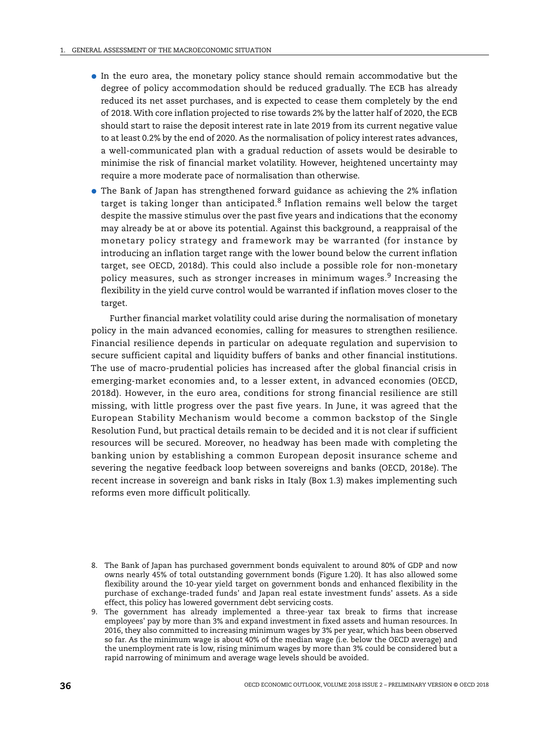- In the euro area, the monetary policy stance should remain accommodative but the degree of policy accommodation should be reduced gradually. The ECB has already reduced its net asset purchases, and is expected to cease them completely by the end of 2018. With core inflation projected to rise towards 2% by the latter half of 2020, the ECB should start to raise the deposit interest rate in late 2019 from its current negative value to at least 0.2% by the end of 2020. As the normalisation of policy interest rates advances, a well-communicated plan with a gradual reduction of assets would be desirable to minimise the risk of financial market volatility. However, heightened uncertainty may require a more moderate pace of normalisation than otherwise.
- The Bank of Japan has strengthened forward guidance as achieving the 2% inflation target is taking longer than anticipated.[8] Inflation remains well below the target despite the massive stimulus over the past five years and indications that the economy may already be at or above its potential. Against this background, a reappraisal of the monetary policy strategy and framework may be warranted (for instance by introducing an inflation target range with the lower bound below the current inflation target, see OECD, 2018d). This could also include a possible role for non-monetary policy measures, such as stronger increases in minimum wages.[9] Increasing the flexibility in the yield curve control would be warranted if inflation moves closer to the target.

Further financial market volatility could arise during the normalisation of monetary policy in the main advanced economies, calling for measures to strengthen resilience. Financial resilience depends in particular on adequate regulation and supervision to secure sufficient capital and liquidity buffers of banks and other financial institutions. The use of macro-prudential policies has increased after the global financial crisis in emerging-market economies and, to a lesser extent, in advanced economies (OECD, 2018d). However, in the euro area, conditions for strong financial resilience are still missing, with little progress over the past five years. In June, it was agreed that the European Stability Mechanism would become a common backstop of the Single Resolution Fund, but practical details remain to be decided and it is not clear if sufficient resources will be secured. Moreover, no headway has been made with completing the banking union by establishing a common European deposit insurance scheme and severing the negative feedback loop between sovereigns and banks (OECD, 2018e). The recent increase in sovereign and bank risks in Italy (Box 1.3) makes implementing such reforms even more difficult politically.

8. The Bank of Japan has purchased government bonds equivalent to around 80% of GDP and now owns nearly 45% of total outstanding government bonds (Figure 1.20). It has also allowed some flexibility around the 10-year yield target on government bonds and enhanced flexibility in the purchase of exchange-traded funds' and Japan real estate investment funds' assets. As a side effect, this policy has lowered government debt servicing costs.
9. The government has already implemented a three-year tax break to firms that increase employees' pay by more than 3% and expand investment in fixed assets and human resources. In 2016, they also committed to increasing minimum wages by 3% per year, which has been observed so far. As the minimum wage is about 40% of the median wage (i.e. below the OECD average) and the unemployment rate is low, rising minimum wages by more than 3% could be considered but a rapid narrowing of minimum and average wage levels should be avoided.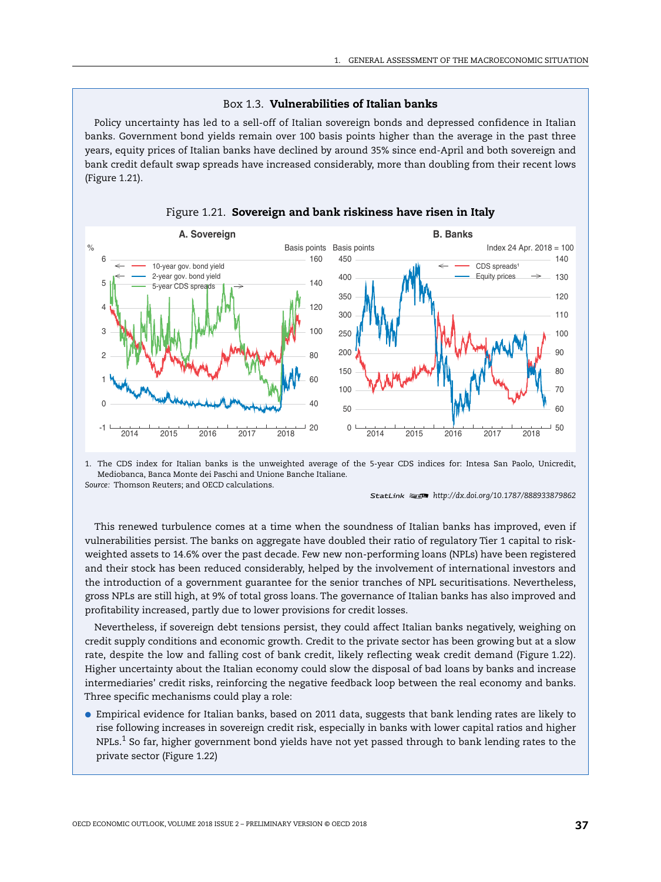## Box 1.3. **Vulnerabilities of Italian banks**

Policy uncertainty has led to a sell-off of Italian sovereign bonds and depressed confidence in Italian banks. Government bond yields remain over 100 basis points higher than the average in the past three years, equity prices of Italian banks have declined by around 35% since end-April and both sovereign and bank credit default swap spreads have increased considerably, more than doubling from their recent lows (Figure 1.21).

Figure 1.21. **Sovereign and bank riskiness have risen in Italy**

1. The CDS index for Italian banks is the unweighted average of the 5-year CDS indices for: Intesa San Paolo, Unicredit, Mediobanca, Banca Monte dei Paschi and Unione Banche Italiane.

*Source:* Thomson Reuters; and OECD calculations.

StatLink http://dx.doi.org/10.1787/888933879862

This renewed turbulence comes at a time when the soundness of Italian banks has improved, even if vulnerabilities persist. The banks on aggregate have doubled their ratio of regulatory Tier 1 capital to risk-weighted assets to 14.6% over the past decade. Few new non-performing loans (NPLs) have been registered and their stock has been reduced considerably, helped by the involvement of international investors and the introduction of a government guarantee for the senior tranches of NPL securitisations. Nevertheless, gross NPLs are still high, at 9% of total gross loans. The governance of Italian banks has also improved and profitability increased, partly due to lower provisions for credit losses.

Nevertheless, if sovereign debt tensions persist, they could affect Italian banks negatively, weighing on credit supply conditions and economic growth. Credit to the private sector has been growing but at a slow rate, despite the low and falling cost of bank credit, likely reflecting weak credit demand (Figure 1.22). Higher uncertainty about the Italian economy could slow the disposal of bad loans by banks and increase intermediaries' credit risks, reinforcing the negative feedback loop between the real economy and banks. Three specific mechanisms could play a role:

- Empirical evidence for Italian banks, based on 2011 data, suggests that bank lending rates are likely to rise following increases in sovereign credit risk, especially in banks with lower capital ratios and higher NPLs.[1] So far, higher government bond yields have not yet passed through to bank lending rates to the private sector (Figure 1.22)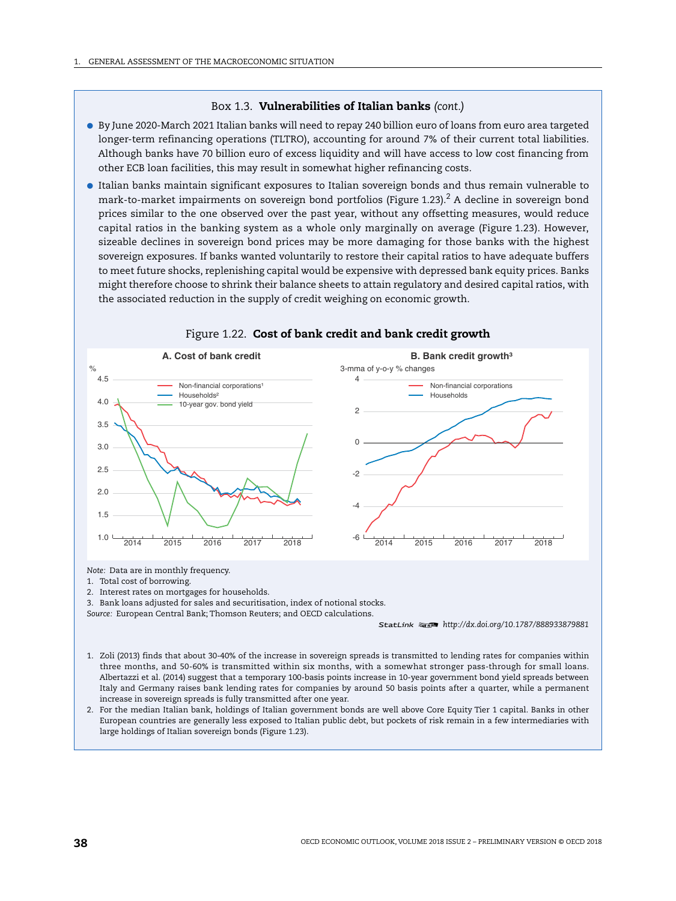### Box 1.3. **Vulnerabilities of Italian banks** *(cont.)*

- By June 2020-March 2021 Italian banks will need to repay 240 billion euro of loans from euro area targeted longer-term refinancing operations (TLTRO), accounting for around 7% of their current total liabilities. Although banks have 70 billion euro of excess liquidity and will have access to low cost financing from other ECB loan facilities, this may result in somewhat higher refinancing costs.
- Italian banks maintain significant exposures to Italian sovereign bonds and thus remain vulnerable to mark-to-market impairments on sovereign bond portfolios (Figure 1.23).[2] A decline in sovereign bond prices similar to the one observed over the past year, without any offsetting measures, would reduce capital ratios in the banking system as a whole only marginally on average (Figure 1.23). However, sizeable declines in sovereign bond prices may be more damaging for those banks with the highest sovereign exposures. If banks wanted voluntarily to restore their capital ratios to have adequate buffers to meet future shocks, replenishing capital would be expensive with depressed bank equity prices. Banks might therefore choose to shrink their balance sheets to attain regulatory and desired capital ratios, with the associated reduction in the supply of credit weighing on economic growth.

Figure 1.22. **Cost of bank credit and bank credit growth**

A. Cost of bank credit — B. Bank credit growth[3]

*Note:* Data are in monthly frequency.

1. Total cost of borrowing.
2. Interest rates on mortgages for households.
3. Bank loans adjusted for sales and securitisation, index of notional stocks.

*Source:* European Central Bank; Thomson Reuters; and OECD calculations.

StatLink http://dx.doi.org/10.1787/888933879881

1. Zoli (2013) finds that about 30-40% of the increase in sovereign spreads is transmitted to lending rates for companies within three months, and 50-60% is transmitted within six months, with a somewhat stronger pass-through for small loans. Albertazzi et al. (2014) suggest that a temporary 100-basis points increase in 10-year government bond yield spreads between Italy and Germany raises bank lending rates for companies by around 50 basis points after a quarter, while a permanent increase in sovereign spreads is fully transmitted after one year.
2. For the median Italian bank, holdings of Italian government bonds are well above Core Equity Tier 1 capital. Banks in other European countries are generally less exposed to Italian public debt, but pockets of risk remain in a few intermediaries with large holdings of Italian sovereign bonds (Figure 1.23).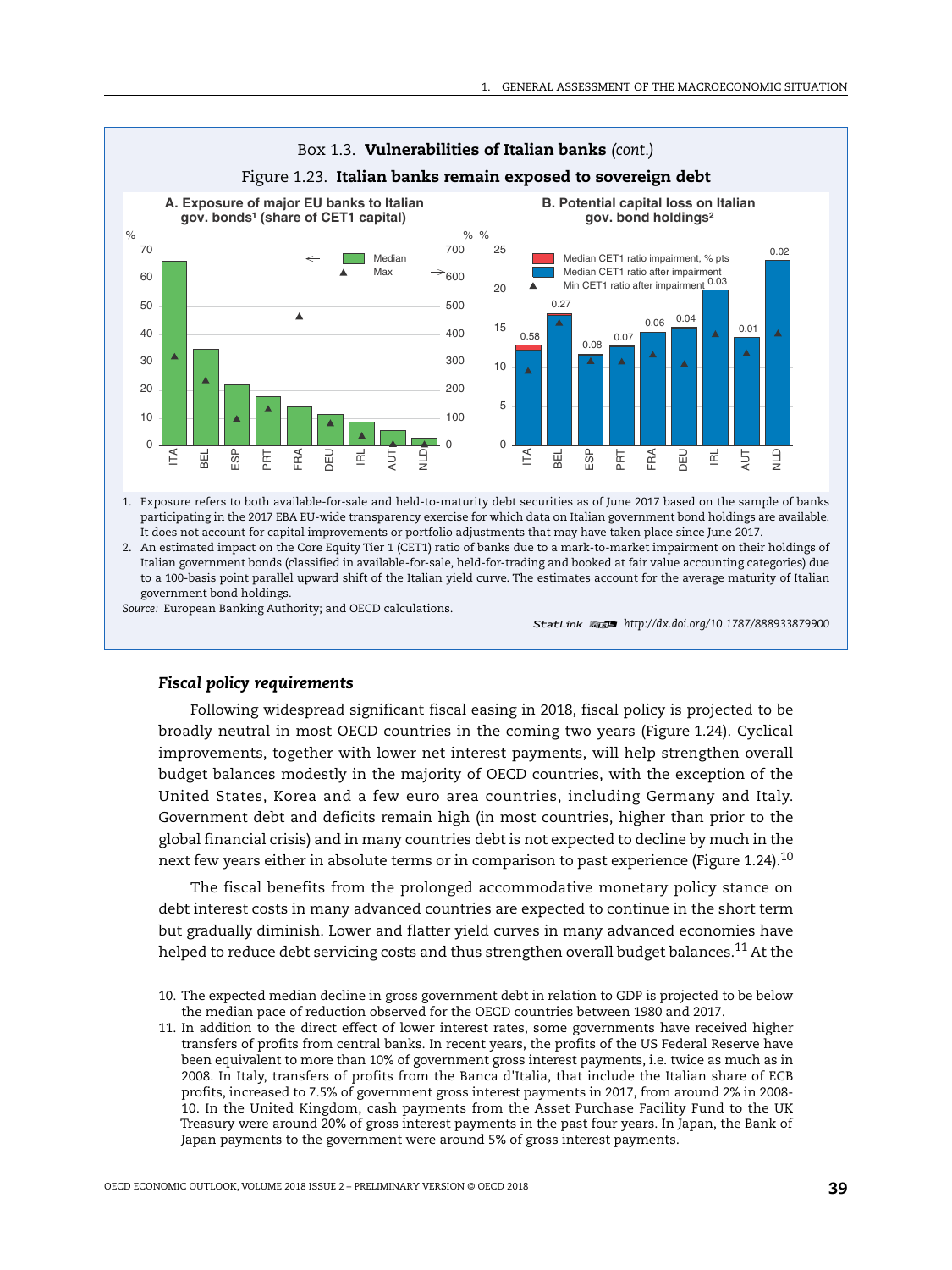## Box 1.3. **Vulnerabilities of Italian banks** *(cont.)*

### Figure 1.23. **Italian banks remain exposed to sovereign debt**

**A. Exposure of major EU banks to Italian gov. bonds[1] (share of CET1 capital)**

**B. Potential capital loss on Italian gov. bond holdings[2]**

1. Exposure refers to both available-for-sale and held-to-maturity debt securities as of June 2017 based on the sample of banks participating in the 2017 EBA EU-wide transparency exercise for which data on Italian government bond holdings are available. It does not account for capital improvements or portfolio adjustments that may have taken place since June 2017.
2. An estimated impact on the Core Equity Tier 1 (CET1) ratio of banks due to a mark-to-market impairment on their holdings of Italian government bonds (classified in available-for-sale, held-for-trading and booked at fair value accounting categories) due to a 100-basis point parallel upward shift of the Italian yield curve. The estimates account for the average maturity of Italian government bond holdings.

*Source:* European Banking Authority; and OECD calculations.

StatLink http://dx.doi.org/10.1787/888933879900

### *Fiscal policy requirements*

Following widespread significant fiscal easing in 2018, fiscal policy is projected to be broadly neutral in most OECD countries in the coming two years (Figure 1.24). Cyclical improvements, together with lower net interest payments, will help strengthen overall budget balances modestly in the majority of OECD countries, with the exception of the United States, Korea and a few euro area countries, including Germany and Italy. Government debt and deficits remain high (in most countries, higher than prior to the global financial crisis) and in many countries debt is not expected to decline by much in the next few years either in absolute terms or in comparison to past experience (Figure 1.24).[10]

The fiscal benefits from the prolonged accommodative monetary policy stance on debt interest costs in many advanced countries are expected to continue in the short term but gradually diminish. Lower and flatter yield curves in many advanced economies have helped to reduce debt servicing costs and thus strengthen overall budget balances.[11] At the

10. The expected median decline in gross government debt in relation to GDP is projected to be below the median pace of reduction observed for the OECD countries between 1980 and 2017.
11. In addition to the direct effect of lower interest rates, some governments have received higher transfers of profits from central banks. In recent years, the profits of the US Federal Reserve have been equivalent to more than 10% of government gross interest payments, i.e. twice as much as in 2008. In Italy, transfers of profits from the Banca d'Italia, that include the Italian share of ECB profits, increased to 7.5% of government gross interest payments in 2017, from around 2% in 2008-10. In the United Kingdom, cash payments from the Asset Purchase Facility Fund to the UK Treasury were around 20% of gross interest payments in the past four years. In Japan, the Bank of Japan payments to the government were around 5% of gross interest payments.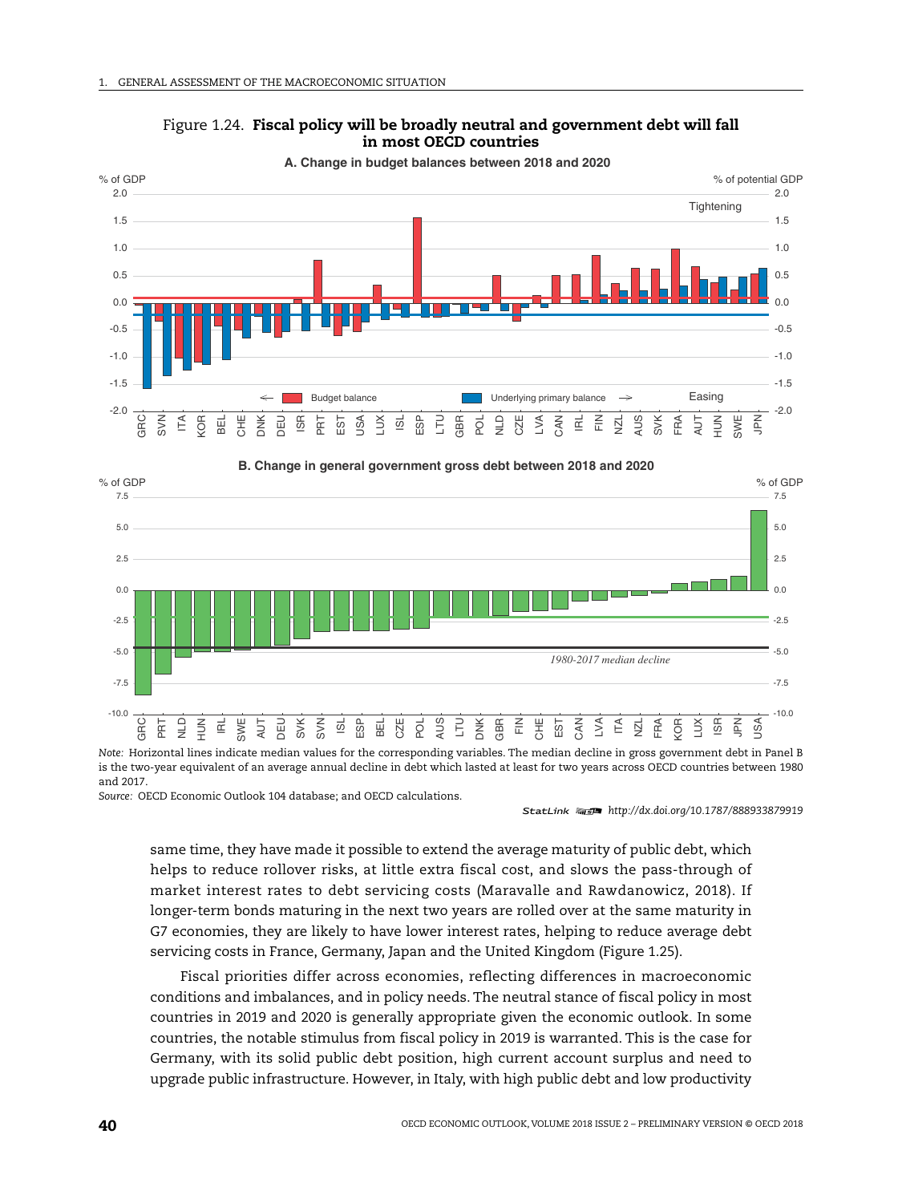Figure 1.24. **Fiscal policy will be broadly neutral and government debt will fall in most OECD countries**

**A. Change in budget balances between 2018 and 2020**

**B. Change in general government gross debt between 2018 and 2020**

*Note:* Horizontal lines indicate median values for the corresponding variables. The median decline in gross government debt in Panel B is the two-year equivalent of an average annual decline in debt which lasted at least for two years across OECD countries between 1980 and 2017.

*Source:* OECD Economic Outlook 104 database; and OECD calculations.

StatLink http://dx.doi.org/10.1787/888933879919

same time, they have made it possible to extend the average maturity of public debt, which helps to reduce rollover risks, at little extra fiscal cost, and slows the pass-through of market interest rates to debt servicing costs (Maravalle and Rawdanowicz, 2018). If longer-term bonds maturing in the next two years are rolled over at the same maturity in G7 economies, they are likely to have lower interest rates, helping to reduce average debt servicing costs in France, Germany, Japan and the United Kingdom (Figure 1.25).

Fiscal priorities differ across economies, reflecting differences in macroeconomic conditions and imbalances, and in policy needs. The neutral stance of fiscal policy in most countries in 2019 and 2020 is generally appropriate given the economic outlook. In some countries, the notable stimulus from fiscal policy in 2019 is warranted. This is the case for Germany, with its solid public debt position, high current account surplus and need to upgrade public infrastructure. However, in Italy, with high public debt and low productivity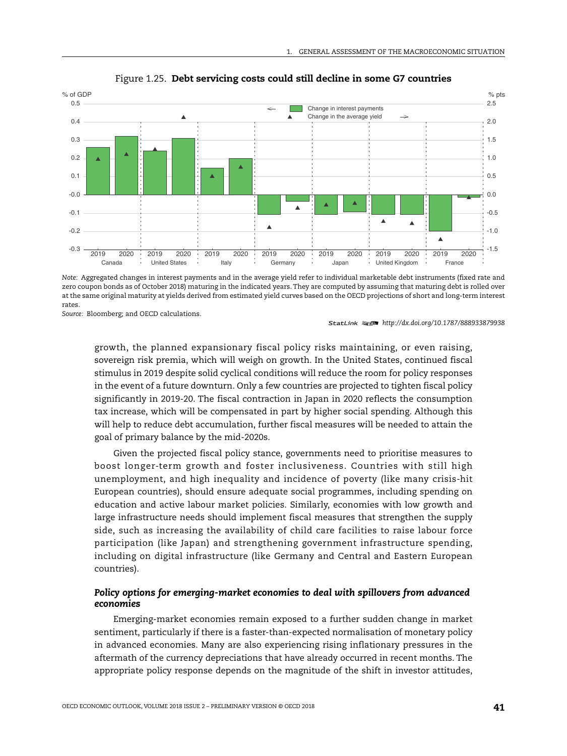Figure 1.25. **Debt servicing costs could still decline in some G7 countries**

*Note:* Aggregated changes in interest payments and in the average yield refer to individual marketable debt instruments (fixed rate and zero coupon bonds as of October 2018) maturing in the indicated years. They are computed by assuming that maturing debt is rolled over at the same original maturity at yields derived from estimated yield curves based on the OECD projections of short and long-term interest rates.

*Source:* Bloomberg; and OECD calculations.

StatLink http://dx.doi.org/10.1787/888933879938

growth, the planned expansionary fiscal policy risks maintaining, or even raising, sovereign risk premia, which will weigh on growth. In the United States, continued fiscal stimulus in 2019 despite solid cyclical conditions will reduce the room for policy responses in the event of a future downturn. Only a few countries are projected to tighten fiscal policy significantly in 2019-20. The fiscal contraction in Japan in 2020 reflects the consumption tax increase, which will be compensated in part by higher social spending. Although this will help to reduce debt accumulation, further fiscal measures will be needed to attain the goal of primary balance by the mid-2020s.

Given the projected fiscal policy stance, governments need to prioritise measures to boost longer-term growth and foster inclusiveness. Countries with still high unemployment, and high inequality and incidence of poverty (like many crisis-hit European countries), should ensure adequate social programmes, including spending on education and active labour market policies. Similarly, economies with low growth and large infrastructure needs should implement fiscal measures that strengthen the supply side, such as increasing the availability of child care facilities to raise labour force participation (like Japan) and strengthening government infrastructure spending, including on digital infrastructure (like Germany and Central and Eastern European countries).

### *Policy options for emerging-market economies to deal with spillovers from advanced economies*

Emerging-market economies remain exposed to a further sudden change in market sentiment, particularly if there is a faster-than-expected normalisation of monetary policy in advanced economies. Many are also experiencing rising inflationary pressures in the aftermath of the currency depreciations that have already occurred in recent months. The appropriate policy response depends on the magnitude of the shift in investor attitudes,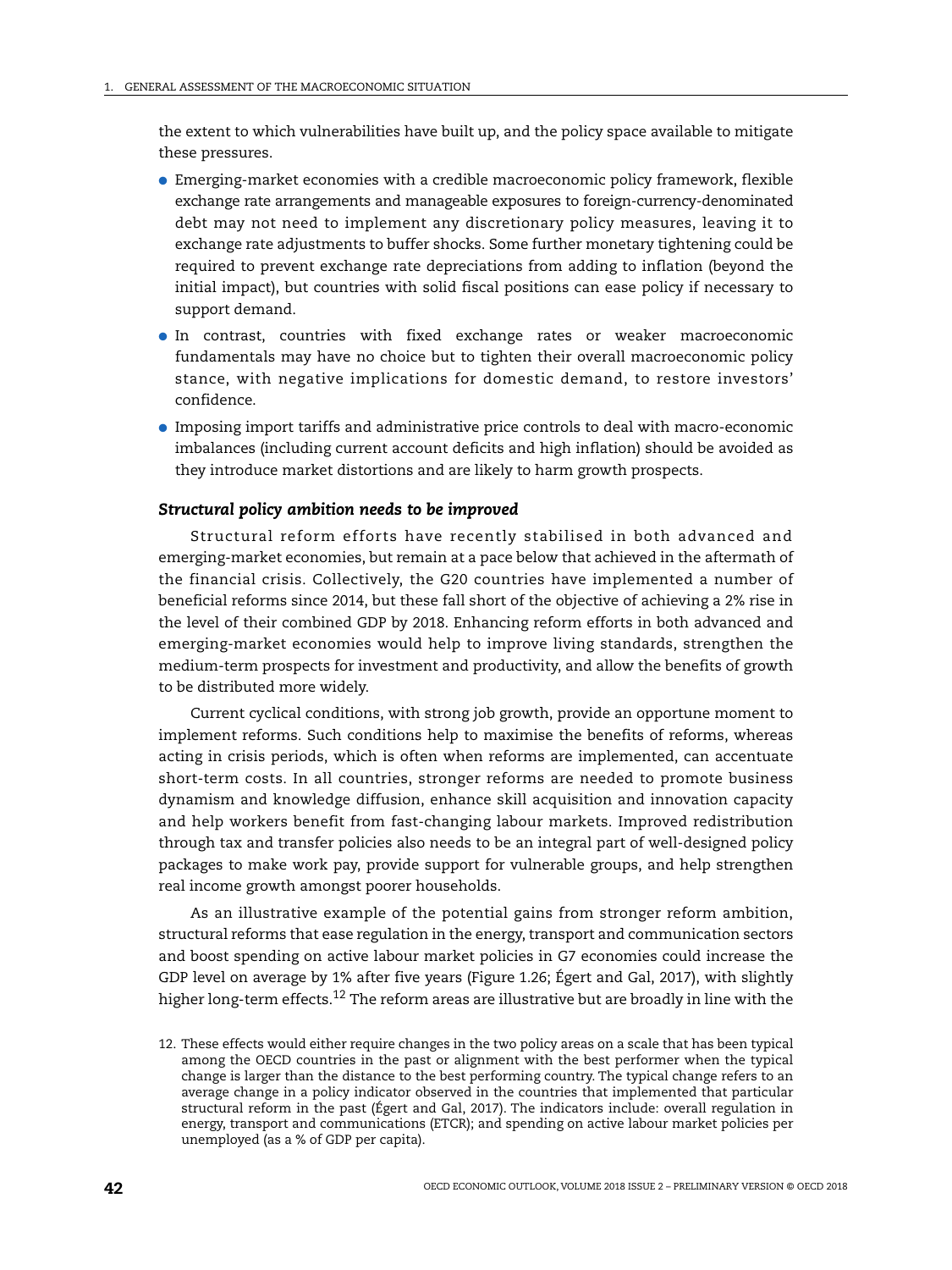the extent to which vulnerabilities have built up, and the policy space available to mitigate these pressures.

- Emerging-market economies with a credible macroeconomic policy framework, flexible exchange rate arrangements and manageable exposures to foreign-currency-denominated debt may not need to implement any discretionary policy measures, leaving it to exchange rate adjustments to buffer shocks. Some further monetary tightening could be required to prevent exchange rate depreciations from adding to inflation (beyond the initial impact), but countries with solid fiscal positions can ease policy if necessary to support demand.
- In contrast, countries with fixed exchange rates or weaker macroeconomic fundamentals may have no choice but to tighten their overall macroeconomic policy stance, with negative implications for domestic demand, to restore investors' confidence.
- Imposing import tariffs and administrative price controls to deal with macro-economic imbalances (including current account deficits and high inflation) should be avoided as they introduce market distortions and are likely to harm growth prospects.

### *Structural policy ambition needs to be improved*

Structural reform efforts have recently stabilised in both advanced and emerging-market economies, but remain at a pace below that achieved in the aftermath of the financial crisis. Collectively, the G20 countries have implemented a number of beneficial reforms since 2014, but these fall short of the objective of achieving a 2% rise in the level of their combined GDP by 2018. Enhancing reform efforts in both advanced and emerging-market economies would help to improve living standards, strengthen the medium-term prospects for investment and productivity, and allow the benefits of growth to be distributed more widely.

Current cyclical conditions, with strong job growth, provide an opportune moment to implement reforms. Such conditions help to maximise the benefits of reforms, whereas acting in crisis periods, which is often when reforms are implemented, can accentuate short-term costs. In all countries, stronger reforms are needed to promote business dynamism and knowledge diffusion, enhance skill acquisition and innovation capacity and help workers benefit from fast-changing labour markets. Improved redistribution through tax and transfer policies also needs to be an integral part of well-designed policy packages to make work pay, provide support for vulnerable groups, and help strengthen real income growth amongst poorer households.

As an illustrative example of the potential gains from stronger reform ambition, structural reforms that ease regulation in the energy, transport and communication sectors and boost spending on active labour market policies in G7 economies could increase the GDP level on average by 1% after five years (Figure 1.26; Égert and Gal, 2017), with slightly higher long-term effects.[12] The reform areas are illustrative but are broadly in line with the

12. These effects would either require changes in the two policy areas on a scale that has been typical among the OECD countries in the past or alignment with the best performer when the typical change is larger than the distance to the best performing country. The typical change refers to an average change in a policy indicator observed in the countries that implemented that particular structural reform in the past (Égert and Gal, 2017). The indicators include: overall regulation in energy, transport and communications (ETCR); and spending on active labour market policies per unemployed (as a % of GDP per capita).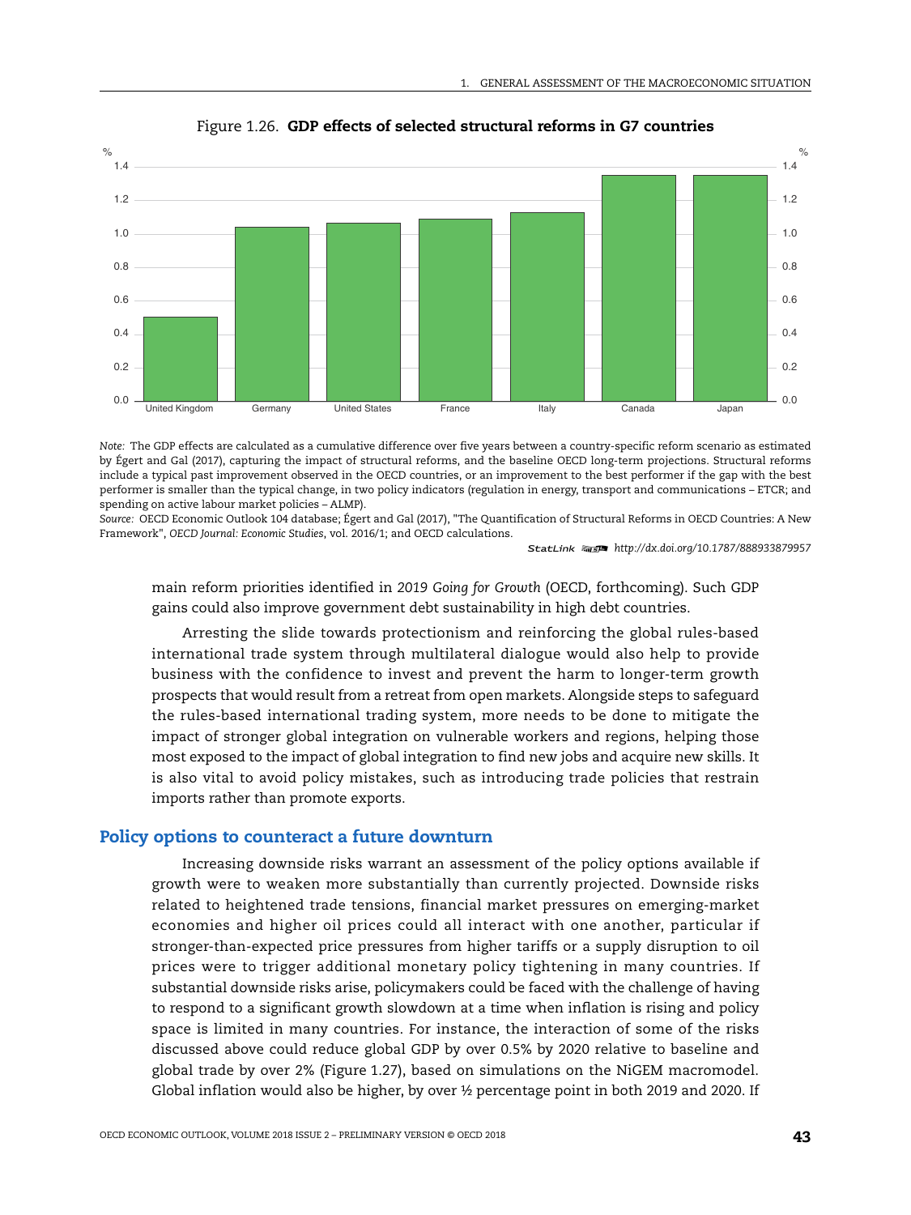Figure 1.26. **GDP effects of selected structural reforms in G7 countries**

*Note:* The GDP effects are calculated as a cumulative difference over five years between a country-specific reform scenario as estimated by Égert and Gal (2017), capturing the impact of structural reforms, and the baseline OECD long-term projections. Structural reforms include a typical past improvement observed in the OECD countries, or an improvement to the best performer if the gap with the best performer is smaller than the typical change, in two policy indicators (regulation in energy, transport and communications – ETCR; and spending on active labour market policies – ALMP).

*Source:* OECD Economic Outlook 104 database; Égert and Gal (2017), "The Quantification of Structural Reforms in OECD Countries: A New Framework", *OECD Journal: Economic Studies*, vol. 2016/1; and OECD calculations.

StatLink http://dx.doi.org/10.1787/888933879957

main reform priorities identified in *2019 Going for Growth* (OECD, forthcoming). Such GDP gains could also improve government debt sustainability in high debt countries.

Arresting the slide towards protectionism and reinforcing the global rules-based international trade system through multilateral dialogue would also help to provide business with the confidence to invest and prevent the harm to longer-term growth prospects that would result from a retreat from open markets. Alongside steps to safeguard the rules-based international trading system, more needs to be done to mitigate the impact of stronger global integration on vulnerable workers and regions, helping those most exposed to the impact of global integration to find new jobs and acquire new skills. It is also vital to avoid policy mistakes, such as introducing trade policies that restrain imports rather than promote exports.

## Policy options to counteract a future downturn

Increasing downside risks warrant an assessment of the policy options available if growth were to weaken more substantially than currently projected. Downside risks related to heightened trade tensions, financial market pressures on emerging-market economies and higher oil prices could all interact with one another, particular if stronger-than-expected price pressures from higher tariffs or a supply disruption to oil prices were to trigger additional monetary policy tightening in many countries. If substantial downside risks arise, policymakers could be faced with the challenge of having to respond to a significant growth slowdown at a time when inflation is rising and policy space is limited in many countries. For instance, the interaction of some of the risks discussed above could reduce global GDP by over 0.5% by 2020 relative to baseline and global trade by over 2% (Figure 1.27), based on simulations on the NiGEM macromodel. Global inflation would also be higher, by over ½ percentage point in both 2019 and 2020. If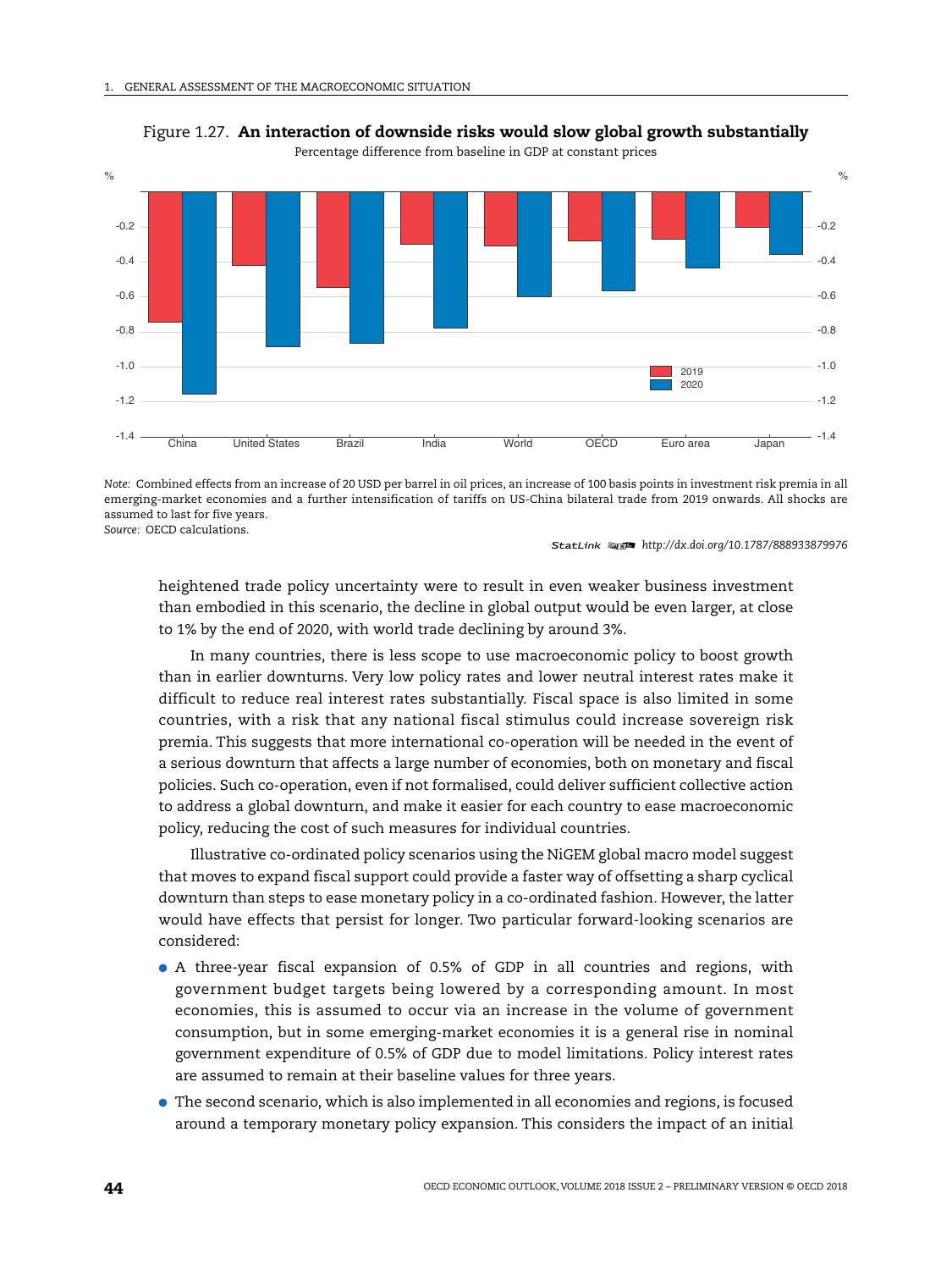Figure 1.27. **An interaction of downside risks would slow global growth substantially**

Percentage difference from baseline in GDP at constant prices

*Note:* Combined effects from an increase of 20 USD per barrel in oil prices, an increase of 100 basis points in investment risk premia in all emerging-market economies and a further intensification of tariffs on US-China bilateral trade from 2019 onwards. All shocks are assumed to last for five years.

*Source:* OECD calculations.

StatLink http://dx.doi.org/10.1787/888933879976

heightened trade policy uncertainty were to result in even weaker business investment than embodied in this scenario, the decline in global output would be even larger, at close to 1% by the end of 2020, with world trade declining by around 3%.

In many countries, there is less scope to use macroeconomic policy to boost growth than in earlier downturns. Very low policy rates and lower neutral interest rates make it difficult to reduce real interest rates substantially. Fiscal space is also limited in some countries, with a risk that any national fiscal stimulus could increase sovereign risk premia. This suggests that more international co-operation will be needed in the event of a serious downturn that affects a large number of economies, both on monetary and fiscal policies. Such co-operation, even if not formalised, could deliver sufficient collective action to address a global downturn, and make it easier for each country to ease macroeconomic policy, reducing the cost of such measures for individual countries.

Illustrative co-ordinated policy scenarios using the NiGEM global macro model suggest that moves to expand fiscal support could provide a faster way of offsetting a sharp cyclical downturn than steps to ease monetary policy in a co-ordinated fashion. However, the latter would have effects that persist for longer. Two particular forward-looking scenarios are considered:

- A three-year fiscal expansion of 0.5% of GDP in all countries and regions, with government budget targets being lowered by a corresponding amount. In most economies, this is assumed to occur via an increase in the volume of government consumption, but in some emerging-market economies it is a general rise in nominal government expenditure of 0.5% of GDP due to model limitations. Policy interest rates are assumed to remain at their baseline values for three years.
- The second scenario, which is also implemented in all economies and regions, is focused around a temporary monetary policy expansion. This considers the impact of an initial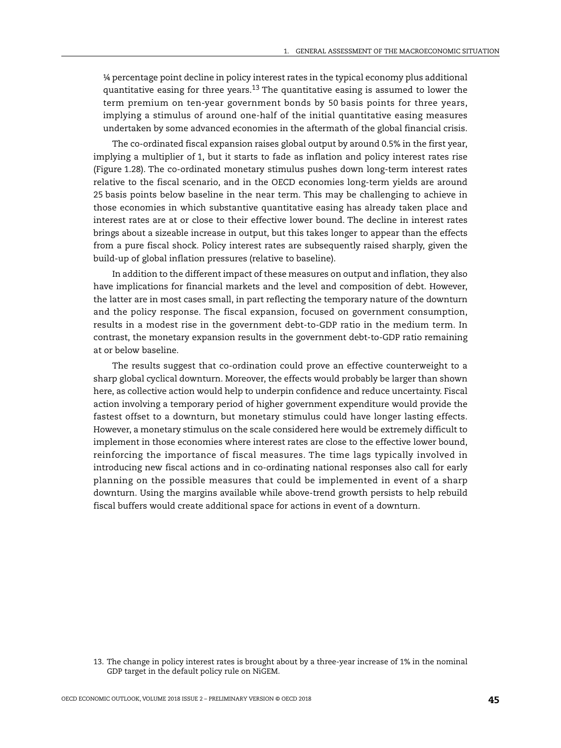¼ percentage point decline in policy interest rates in the typical economy plus additional quantitative easing for three years.[13] The quantitative easing is assumed to lower the term premium on ten-year government bonds by 50 basis points for three years, implying a stimulus of around one-half of the initial quantitative easing measures undertaken by some advanced economies in the aftermath of the global financial crisis.

The co-ordinated fiscal expansion raises global output by around 0.5% in the first year, implying a multiplier of 1, but it starts to fade as inflation and policy interest rates rise (Figure 1.28). The co-ordinated monetary stimulus pushes down long-term interest rates relative to the fiscal scenario, and in the OECD economies long-term yields are around 25 basis points below baseline in the near term. This may be challenging to achieve in those economies in which substantive quantitative easing has already taken place and interest rates are at or close to their effective lower bound. The decline in interest rates brings about a sizeable increase in output, but this takes longer to appear than the effects from a pure fiscal shock. Policy interest rates are subsequently raised sharply, given the build-up of global inflation pressures (relative to baseline).

In addition to the different impact of these measures on output and inflation, they also have implications for financial markets and the level and composition of debt. However, the latter are in most cases small, in part reflecting the temporary nature of the downturn and the policy response. The fiscal expansion, focused on government consumption, results in a modest rise in the government debt-to-GDP ratio in the medium term. In contrast, the monetary expansion results in the government debt-to-GDP ratio remaining at or below baseline.

The results suggest that co-ordination could prove an effective counterweight to a sharp global cyclical downturn. Moreover, the effects would probably be larger than shown here, as collective action would help to underpin confidence and reduce uncertainty. Fiscal action involving a temporary period of higher government expenditure would provide the fastest offset to a downturn, but monetary stimulus could have longer lasting effects. However, a monetary stimulus on the scale considered here would be extremely difficult to implement in those economies where interest rates are close to the effective lower bound, reinforcing the importance of fiscal measures. The time lags typically involved in introducing new fiscal actions and in co-ordinating national responses also call for early planning on the possible measures that could be implemented in event of a sharp downturn. Using the margins available while above-trend growth persists to help rebuild fiscal buffers would create additional space for actions in event of a downturn.

13. The change in policy interest rates is brought about by a three-year increase of 1% in the nominal GDP target in the default policy rule on NiGEM.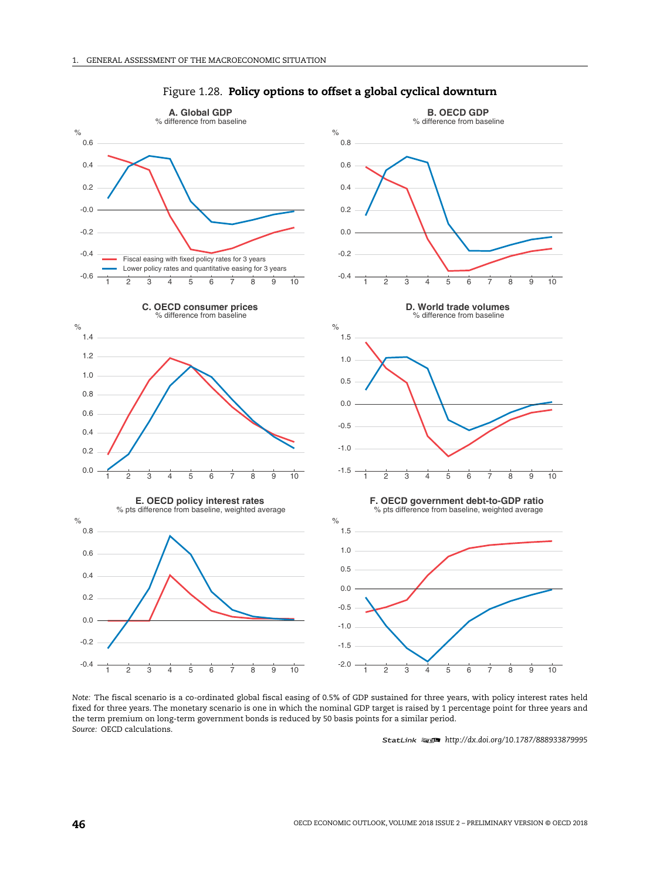Figure 1.28. **Policy options to offset a global cyclical downturn**

**A. Global GDP**
% difference from baseline

**B. OECD GDP**
% difference from baseline

**C. OECD consumer prices**
% difference from baseline

**D. World trade volumes**
% difference from baseline

**E. OECD policy interest rates**
% pts difference from baseline, weighted average

**F. OECD government debt-to-GDP ratio**
% pts difference from baseline, weighted average

Legend: Fiscal easing with fixed policy rates for 3 years; Lower policy rates and quantitative easing for 3 years

*Note:* The fiscal scenario is a co-ordinated global fiscal easing of 0.5% of GDP sustained for three years, with policy interest rates held fixed for three years. The monetary scenario is one in which the nominal GDP target is raised by 1 percentage point for three years and the term premium on long-term government bonds is reduced by 50 basis points for a similar period.

*Source:* OECD calculations.

StatLink http://dx.doi.org/10.1787/888933879995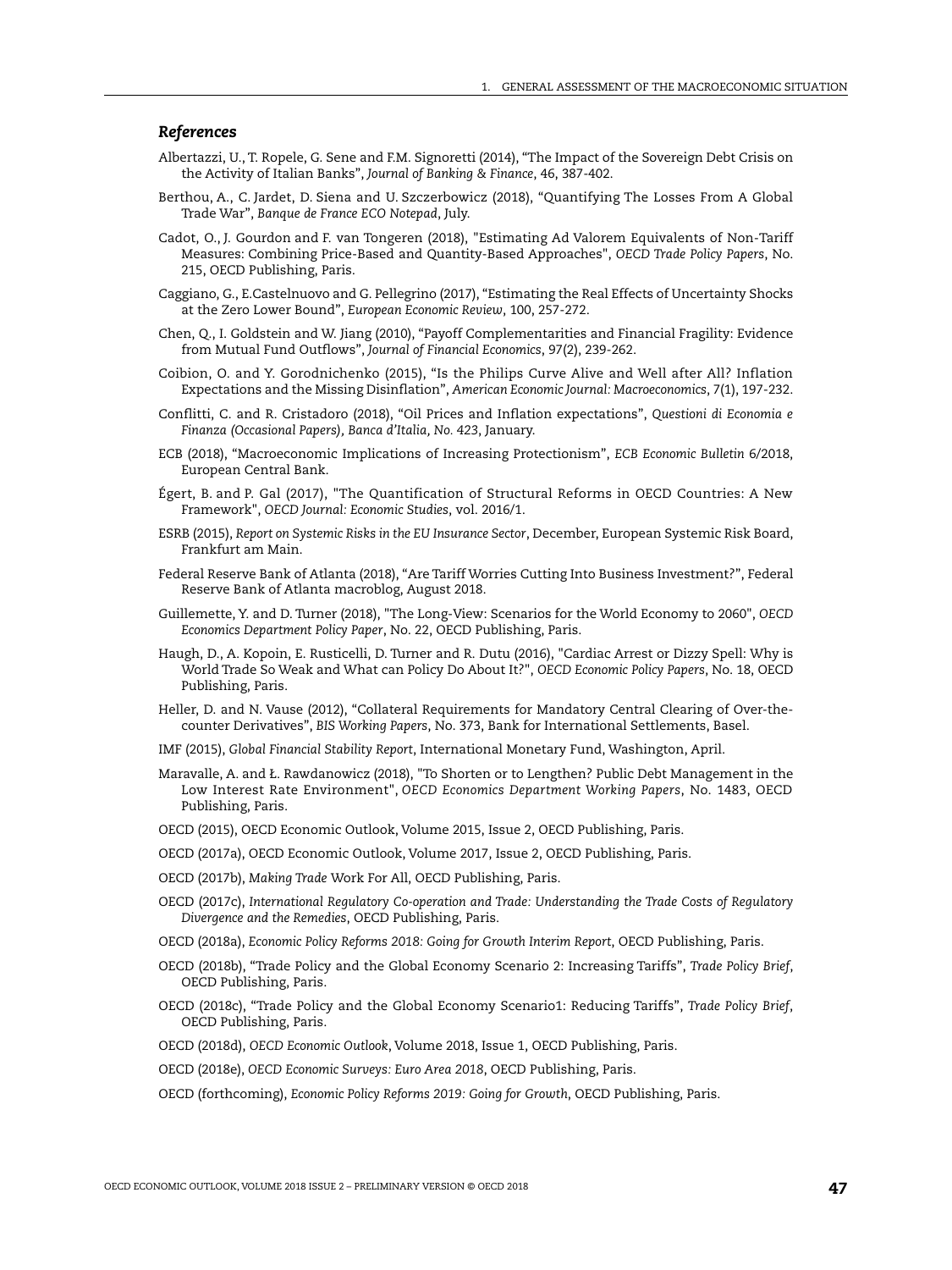### *References*

Albertazzi, U., T. Ropele, G. Sene and F.M. Signoretti (2014), "The Impact of the Sovereign Debt Crisis on the Activity of Italian Banks", *Journal of Banking & Finance*, 46, 387-402.

Berthou, A., C. Jardet, D. Siena and U. Szczerbowicz (2018), "Quantifying The Losses From A Global Trade War", *Banque de France ECO Notepad*, July.

Cadot, O., J. Gourdon and F. van Tongeren (2018), "Estimating Ad Valorem Equivalents of Non-Tariff Measures: Combining Price-Based and Quantity-Based Approaches", *OECD Trade Policy Papers*, No. 215, OECD Publishing, Paris.

Caggiano, G., E.Castelnuovo and G. Pellegrino (2017), "Estimating the Real Effects of Uncertainty Shocks at the Zero Lower Bound", *European Economic Review*, 100, 257-272.

Chen, Q., I. Goldstein and W. Jiang (2010), "Payoff Complementarities and Financial Fragility: Evidence from Mutual Fund Outflows", *Journal of Financial Economics*, 97(2), 239-262.

Coibion, O. and Y. Gorodnichenko (2015), "Is the Philips Curve Alive and Well after All? Inflation Expectations and the Missing Disinflation", *American Economic Journal: Macroeconomics*, 7(1), 197-232.

Conflitti, C. and R. Cristadoro (2018), "Oil Prices and Inflation expectations", *Questioni di Economia e Finanza (Occasional Papers), Banca d'Italia, No. 423*, January.

ECB (2018), "Macroeconomic Implications of Increasing Protectionism", *ECB Economic Bulletin* 6/2018, European Central Bank.

Égert, B. and P. Gal (2017), "The Quantification of Structural Reforms in OECD Countries: A New Framework", *OECD Journal: Economic Studies*, vol. 2016/1.

ESRB (2015), *Report on Systemic Risks in the EU Insurance Sector*, December, European Systemic Risk Board, Frankfurt am Main.

Federal Reserve Bank of Atlanta (2018), "Are Tariff Worries Cutting Into Business Investment?", Federal Reserve Bank of Atlanta macroblog, August 2018.

Guillemette, Y. and D. Turner (2018), "The Long-View: Scenarios for the World Economy to 2060", *OECD Economics Department Policy Paper*, No. 22, OECD Publishing, Paris.

Haugh, D., A. Kopoin, E. Rusticelli, D. Turner and R. Dutu (2016), "Cardiac Arrest or Dizzy Spell: Why is World Trade So Weak and What can Policy Do About It?", *OECD Economic Policy Papers*, No. 18, OECD Publishing, Paris.

Heller, D. and N. Vause (2012), "Collateral Requirements for Mandatory Central Clearing of Over-the-counter Derivatives", *BIS Working Papers*, No. 373, Bank for International Settlements, Basel.

IMF (2015), *Global Financial Stability Report*, International Monetary Fund, Washington, April.

Maravalle, A. and Ł. Rawdanowicz (2018), "To Shorten or to Lengthen? Public Debt Management in the Low Interest Rate Environment", *OECD Economics Department Working Papers*, No. 1483, OECD Publishing, Paris.

OECD (2015), OECD Economic Outlook, Volume 2015, Issue 2, OECD Publishing, Paris.

OECD (2017a), OECD Economic Outlook, Volume 2017, Issue 2, OECD Publishing, Paris.

OECD (2017b), *Making Trade* Work For All, OECD Publishing, Paris.

OECD (2017c), *International Regulatory Co-operation and Trade: Understanding the Trade Costs of Regulatory Divergence and the Remedies*, OECD Publishing, Paris.

OECD (2018a), *Economic Policy Reforms 2018: Going for Growth Interim Report*, OECD Publishing, Paris.

OECD (2018b), "Trade Policy and the Global Economy Scenario 2: Increasing Tariffs", *Trade Policy Brief*, OECD Publishing, Paris.

OECD (2018c), "Trade Policy and the Global Economy Scenario1: Reducing Tariffs", *Trade Policy Brief*, OECD Publishing, Paris.

OECD (2018d), *OECD Economic Outlook*, Volume 2018, Issue 1, OECD Publishing, Paris.

OECD (2018e), *OECD Economic Surveys: Euro Area 2018*, OECD Publishing, Paris.

OECD (forthcoming), *Economic Policy Reforms 2019: Going for Growth*, OECD Publishing, Paris.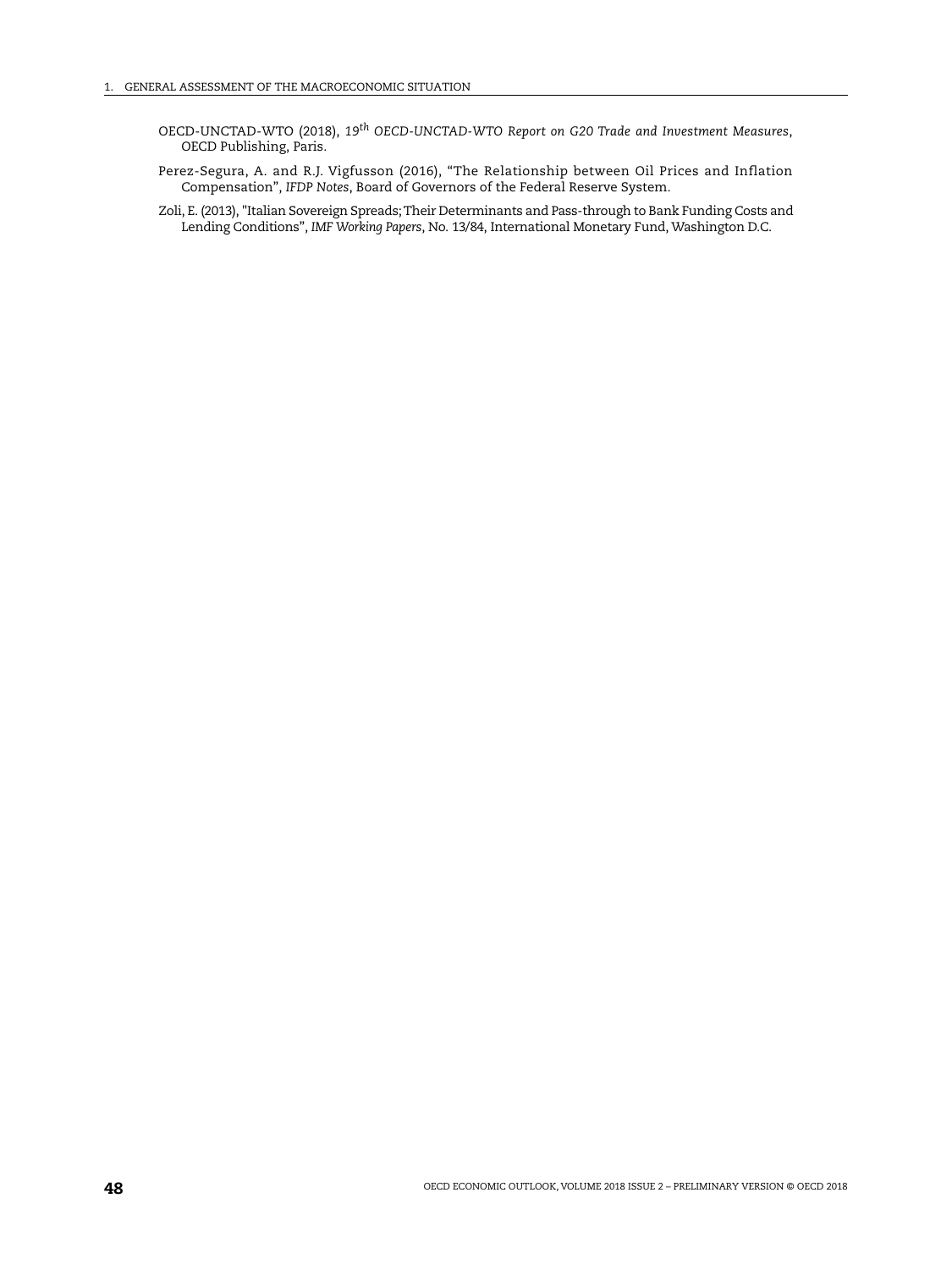OECD-UNCTAD-WTO (2018), *19th OECD-UNCTAD-WTO Report on G20 Trade and Investment Measures*, OECD Publishing, Paris.

Perez-Segura, A. and R.J. Vigfusson (2016), "The Relationship between Oil Prices and Inflation Compensation", *IFDP Notes*, Board of Governors of the Federal Reserve System.

Zoli, E. (2013), "Italian Sovereign Spreads; Their Determinants and Pass-through to Bank Funding Costs and Lending Conditions", *IMF Working Papers*, No. 13/84, International Monetary Fund, Washington D.C.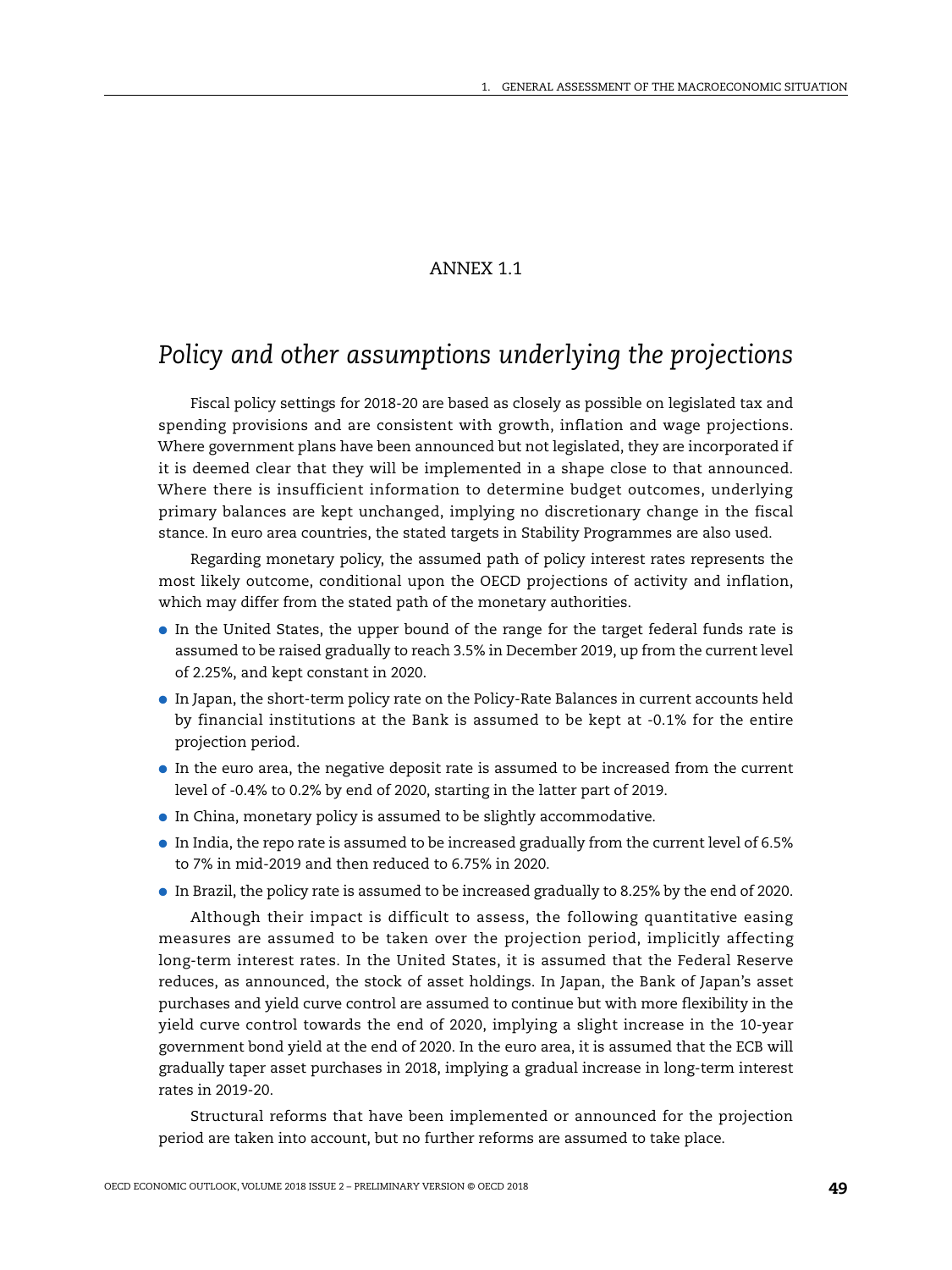ANNEX 1.1

# *Policy and other assumptions underlying the projections*

Fiscal policy settings for 2018-20 are based as closely as possible on legislated tax and spending provisions and are consistent with growth, inflation and wage projections. Where government plans have been announced but not legislated, they are incorporated if it is deemed clear that they will be implemented in a shape close to that announced. Where there is insufficient information to determine budget outcomes, underlying primary balances are kept unchanged, implying no discretionary change in the fiscal stance. In euro area countries, the stated targets in Stability Programmes are also used.

Regarding monetary policy, the assumed path of policy interest rates represents the most likely outcome, conditional upon the OECD projections of activity and inflation, which may differ from the stated path of the monetary authorities.

- In the United States, the upper bound of the range for the target federal funds rate is assumed to be raised gradually to reach 3.5% in December 2019, up from the current level of 2.25%, and kept constant in 2020.
- In Japan, the short-term policy rate on the Policy-Rate Balances in current accounts held by financial institutions at the Bank is assumed to be kept at -0.1% for the entire projection period.
- In the euro area, the negative deposit rate is assumed to be increased from the current level of -0.4% to 0.2% by end of 2020, starting in the latter part of 2019.
- In China, monetary policy is assumed to be slightly accommodative.
- In India, the repo rate is assumed to be increased gradually from the current level of 6.5% to 7% in mid-2019 and then reduced to 6.75% in 2020.
- In Brazil, the policy rate is assumed to be increased gradually to 8.25% by the end of 2020.

Although their impact is difficult to assess, the following quantitative easing measures are assumed to be taken over the projection period, implicitly affecting long-term interest rates. In the United States, it is assumed that the Federal Reserve reduces, as announced, the stock of asset holdings. In Japan, the Bank of Japan's asset purchases and yield curve control are assumed to continue but with more flexibility in the yield curve control towards the end of 2020, implying a slight increase in the 10-year government bond yield at the end of 2020. In the euro area, it is assumed that the ECB will gradually taper asset purchases in 2018, implying a gradual increase in long-term interest rates in 2019-20.

Structural reforms that have been implemented or announced for the projection period are taken into account, but no further reforms are assumed to take place.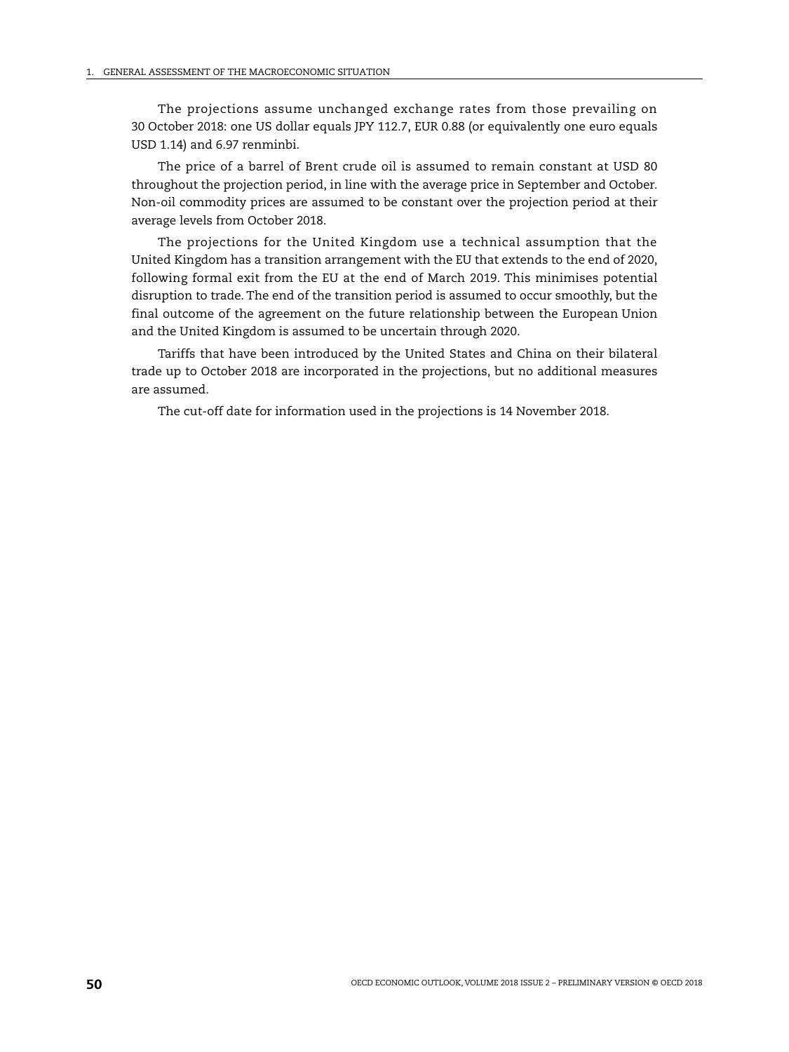The projections assume unchanged exchange rates from those prevailing on 30 October 2018: one US dollar equals JPY 112.7, EUR 0.88 (or equivalently one euro equals USD 1.14) and 6.97 renminbi.

The price of a barrel of Brent crude oil is assumed to remain constant at USD 80 throughout the projection period, in line with the average price in September and October. Non-oil commodity prices are assumed to be constant over the projection period at their average levels from October 2018.

The projections for the United Kingdom use a technical assumption that the United Kingdom has a transition arrangement with the EU that extends to the end of 2020, following formal exit from the EU at the end of March 2019. This minimises potential disruption to trade. The end of the transition period is assumed to occur smoothly, but the final outcome of the agreement on the future relationship between the European Union and the United Kingdom is assumed to be uncertain through 2020.

Tariffs that have been introduced by the United States and China on their bilateral trade up to October 2018 are incorporated in the projections, but no additional measures are assumed.

The cut-off date for information used in the projections is 14 November 2018.